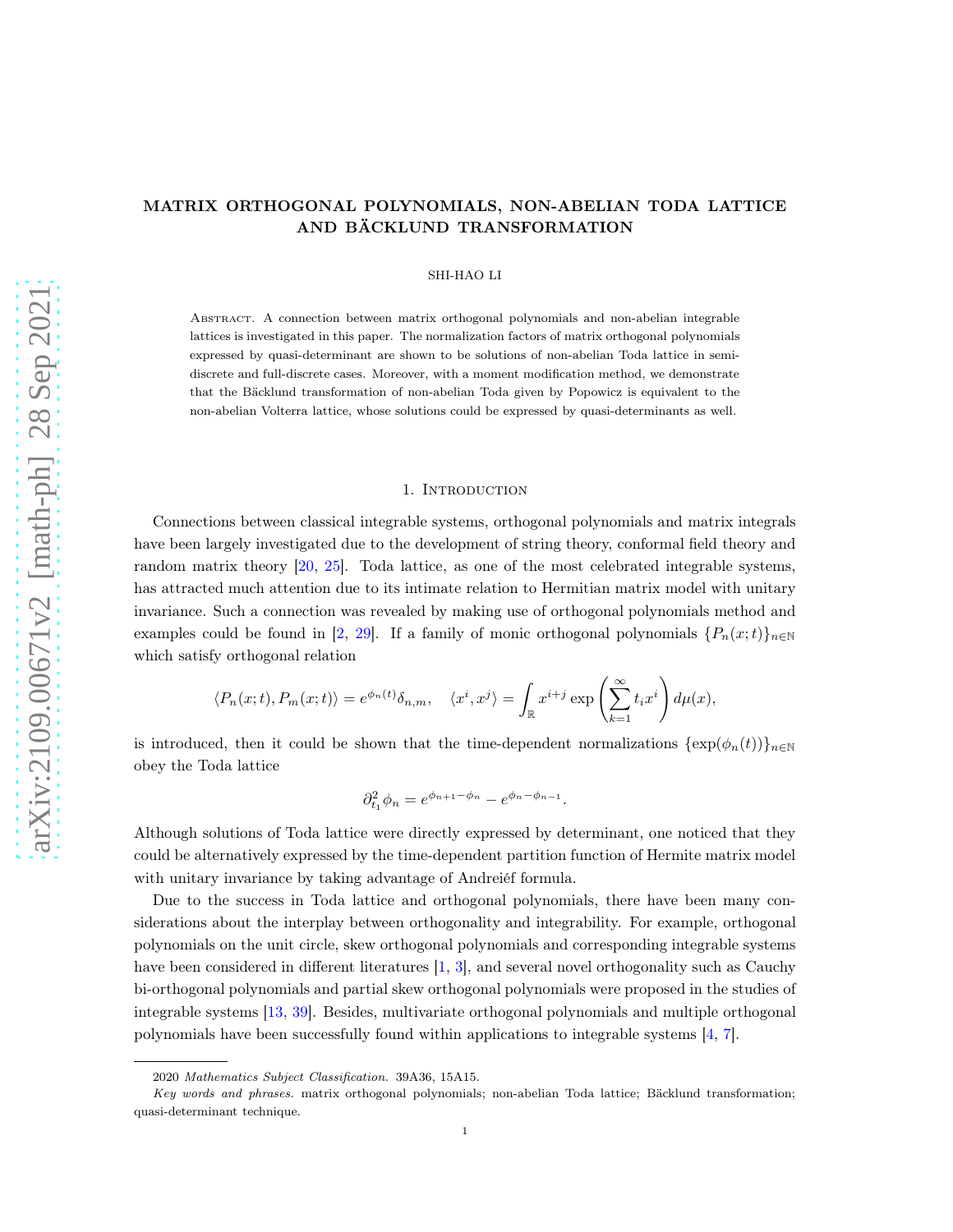# MATRIX ORTHOGONAL POLYNOMIALS, NON-ABELIAN TODA LATTICE AND BÄCKLUND TRANSFORMATION

SHI-HAO LI

Abstract. A connection between matrix orthogonal polynomials and non-abelian integrable lattices is investigated in this paper. The normalization factors of matrix orthogonal polynomials expressed by quasi-determinant are shown to be solutions of non-abelian Toda lattice in semi-discrete and full-discrete cases. Moreover, with a moment modification method, we demonstrate that the Bäcklund transformation of non-abelian Toda given by Popowicz is equivalent to the non-abelian Volterra lattice, whose solutions could be expressed by quasi-determinants as well.

## 1. Introduction

Connections between classical integrable systems, orthogonal polynomials and matrix integrals have been largely investigated due to the development of string theory, conformal field theory and random matrix theory [20, 25]. Toda lattice, as one of the most celebrated integrable systems, has attracted much attention due to its intimate relation to Hermitian matrix model with unitary invariance. Such a connection was revealed by making use of orthogonal polynomials method and examples could be found in [2, 29]. If a family of monic orthogonal polynomials $\{P_n(x;t)\}_{n\in\mathbb{N}}$ which satisfy orthogonal relation

$$\langle P_n(x;t), P_m(x;t)\rangle = e^{\phi_n(t)}\delta_{n,m}, \quad \langle x^i, x^j\rangle = \int_{\mathbb{R}} x^{i+j} \exp\left(\sum_{k=1}^{\infty} t_i x^i\right) d\mu(x),$$

is introduced, then it could be shown that the time-dependent normalizations $\{\exp(\phi_n(t))\}_{n\in\mathbb{N}}$ obey the Toda lattice

$$\partial_{t_1}^2 \phi_n = e^{\phi_{n+1}-\phi_n} - e^{\phi_n-\phi_{n-1}}.$$

Although solutions of Toda lattice were directly expressed by determinant, one noticed that they could be alternatively expressed by the time-dependent partition function of Hermite matrix model with unitary invariance by taking advantage of Andreiéf formula.

Due to the success in Toda lattice and orthogonal polynomials, there have been many considerations about the interplay between orthogonality and integrability. For example, orthogonal polynomials on the unit circle, skew orthogonal polynomials and corresponding integrable systems have been considered in different literatures [1, 3], and several novel orthogonality such as Cauchy bi-orthogonal polynomials and partial skew orthogonal polynomials were proposed in the studies of integrable systems [13, 39]. Besides, multivariate orthogonal polynomials and multiple orthogonal polynomials have been successfully found within applications to integrable systems [4, 7].

2020 *Mathematics Subject Classification.* 39A36, 15A15.

*Key words and phrases.* matrix orthogonal polynomials; non-abelian Toda lattice; Bäcklund transformation; quasi-determinant technique.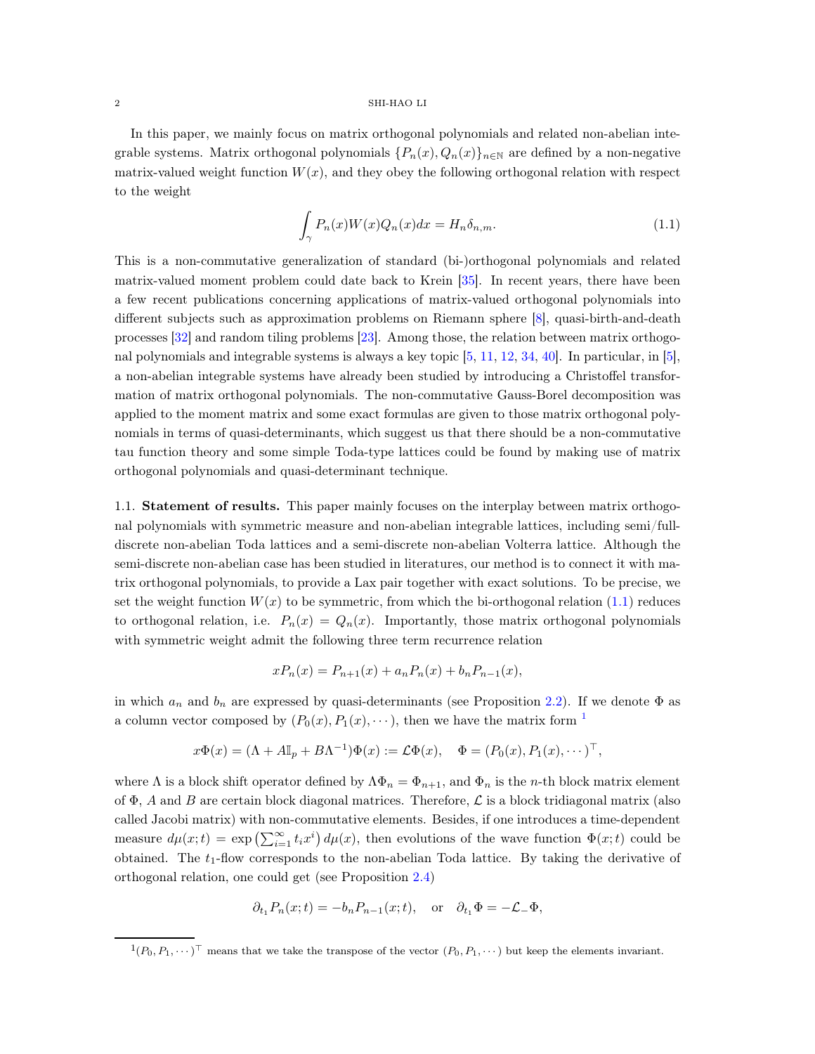In this paper, we mainly focus on matrix orthogonal polynomials and related non-abelian integrable systems. Matrix orthogonal polynomials $\{P_n(x), Q_n(x)\}_{n\in\mathbb{N}}$ are defined by a non-negative matrix-valued weight function $W(x)$, and they obey the following orthogonal relation with respect to the weight

$$\int_\gamma P_n(x)W(x)Q_n(x)dx = H_n\delta_{n,m}. \tag{1.1}$$

This is a non-commutative generalization of standard (bi-)orthogonal polynomials and related matrix-valued moment problem could date back to Krein [35]. In recent years, there have been a few recent publications concerning applications of matrix-valued orthogonal polynomials into different subjects such as approximation problems on Riemann sphere [8], quasi-birth-and-death processes [32] and random tiling problems [23]. Among those, the relation between matrix orthogonal polynomials and integrable systems is always a key topic [5, 11, 12, 34, 40]. In particular, in [5], a non-abelian integrable systems have already been studied by introducing a Christoffel transformation of matrix orthogonal polynomials. The non-commutative Gauss-Borel decomposition was applied to the moment matrix and some exact formulas are given to those matrix orthogonal polynomials in terms of quasi-determinants, which suggest us that there should be a non-commutative tau function theory and some simple Toda-type lattices could be found by making use of matrix orthogonal polynomials and quasi-determinant technique.

**1.1. Statement of results.** This paper mainly focuses on the interplay between matrix orthogonal polynomials with symmetric measure and non-abelian integrable lattices, including semi/full-discrete non-abelian Toda lattices and a semi-discrete non-abelian Volterra lattice. Although the semi-discrete non-abelian case has been studied in literatures, our method is to connect it with matrix orthogonal polynomials, to provide a Lax pair together with exact solutions. To be precise, we set the weight function $W(x)$ to be symmetric, from which the bi-orthogonal relation (1.1) reduces to orthogonal relation, i.e. $P_n(x) = Q_n(x)$. Importantly, those matrix orthogonal polynomials with symmetric weight admit the following three term recurrence relation

$$xP_n(x) = P_{n+1}(x) + a_nP_n(x) + b_nP_{n-1}(x),$$

in which $a_n$ and $b_n$ are expressed by quasi-determinants (see Proposition 2.2). If we denote $\Phi$ as a column vector composed by $(P_0(x), P_1(x), \cdots)$, then we have the matrix form [1]

$$x\Phi(x) = (\Lambda + A\mathbb{I}_p + B\Lambda^{-1})\Phi(x) := \mathcal{L}\Phi(x), \quad \Phi = (P_0(x), P_1(x), \cdots)^\top,$$

where $\Lambda$ is a block shift operator defined by $\Lambda\Phi_n = \Phi_{n+1}$, and $\Phi_n$ is the $n$-th block matrix element of $\Phi$, $A$ and $B$ are certain block diagonal matrices. Therefore, $\mathcal{L}$ is a block tridiagonal matrix (also called Jacobi matrix) with non-commutative elements. Besides, if one introduces a time-dependent measure $d\mu(x;t) = \exp\left(\sum_{i=1}^\infty t_ix^i\right)d\mu(x)$, then evolutions of the wave function $\Phi(x;t)$ could be obtained. The $t_1$-flow corresponds to the non-abelian Toda lattice. By taking the derivative of orthogonal relation, one could get (see Proposition 2.4)

$$\partial_{t_1}P_n(x;t) = -b_nP_{n-1}(x;t), \quad \text{or} \quad \partial_{t_1}\Phi = -\mathcal{L}_-\Phi,$$

[1] $(P_0, P_1, \cdots)^\top$ means that we take the transpose of the vector $(P_0, P_1, \cdots)$ but keep the elements invariant.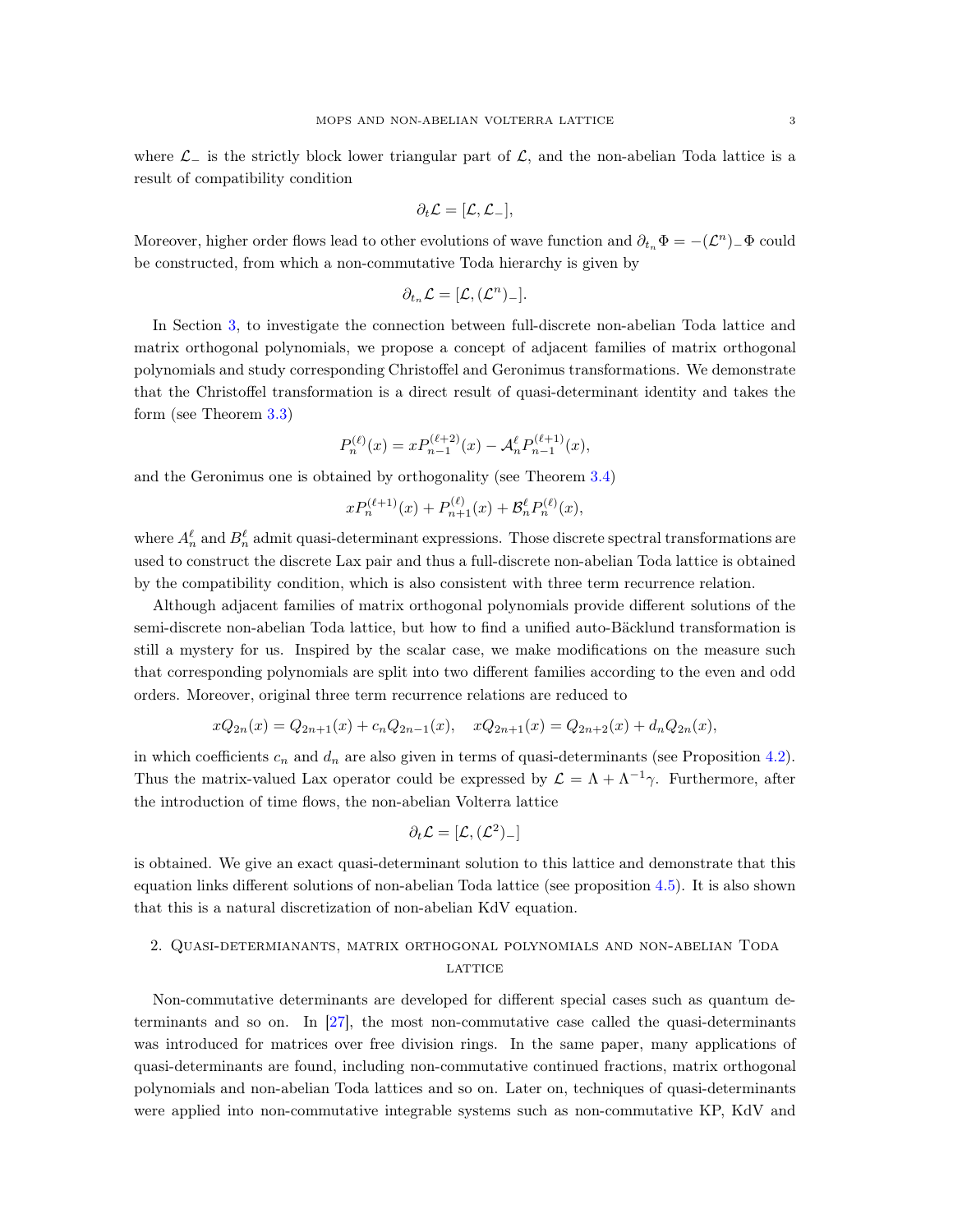where $\mathcal{L}_-$ is the strictly block lower triangular part of $\mathcal{L}$, and the non-abelian Toda lattice is a result of compatibility condition

$$\partial_t \mathcal{L} = [\mathcal{L}, \mathcal{L}_-],$$

Moreover, higher order flows lead to other evolutions of wave function and $\partial_{t_n} \Phi = -(\mathcal{L}^n)_- \Phi$ could be constructed, from which a non-commutative Toda hierarchy is given by

$$\partial_{t_n} \mathcal{L} = [\mathcal{L}, (\mathcal{L}^n)_-].$$

In Section 3, to investigate the connection between full-discrete non-abelian Toda lattice and matrix orthogonal polynomials, we propose a concept of adjacent families of matrix orthogonal polynomials and study corresponding Christoffel and Geronimus transformations. We demonstrate that the Christoffel transformation is a direct result of quasi-determinant identity and takes the form (see Theorem 3.3)

$$P_n^{(\ell)}(x) = x P_{n-1}^{(\ell+2)}(x) - \mathcal{A}_n^\ell P_{n-1}^{(\ell+1)}(x),$$

and the Geronimus one is obtained by orthogonality (see Theorem 3.4)

$$x P_n^{(\ell+1)}(x) + P_{n+1}^{(\ell)}(x) + \mathcal{B}_n^\ell P_n^{(\ell)}(x),$$

where $A_n^\ell$ and $B_n^\ell$ admit quasi-determinant expressions. Those discrete spectral transformations are used to construct the discrete Lax pair and thus a full-discrete non-abelian Toda lattice is obtained by the compatibility condition, which is also consistent with three term recurrence relation.

Although adjacent families of matrix orthogonal polynomials provide different solutions of the semi-discrete non-abelian Toda lattice, but how to find a unified auto-Bäcklund transformation is still a mystery for us. Inspired by the scalar case, we make modifications on the measure such that corresponding polynomials are split into two different families according to the even and odd orders. Moreover, original three term recurrence relations are reduced to

$$x Q_{2n}(x) = Q_{2n+1}(x) + c_n Q_{2n-1}(x), \quad x Q_{2n+1}(x) = Q_{2n+2}(x) + d_n Q_{2n}(x),$$

in which coefficients $c_n$ and $d_n$ are also given in terms of quasi-determinants (see Proposition 4.2). Thus the matrix-valued Lax operator could be expressed by $\mathcal{L} = \Lambda + \Lambda^{-1}\gamma$. Furthermore, after the introduction of time flows, the non-abelian Volterra lattice

$$\partial_t \mathcal{L} = [\mathcal{L}, (\mathcal{L}^2)_-]$$

is obtained. We give an exact quasi-determinant solution to this lattice and demonstrate that this equation links different solutions of non-abelian Toda lattice (see proposition 4.5). It is also shown that this is a natural discretization of non-abelian KdV equation.

## 2. Quasi-determianants, matrix orthogonal polynomials and non-abelian Toda lattice

Non-commutative determinants are developed for different special cases such as quantum determinants and so on. In [27], the most non-commutative case called the quasi-determinants was introduced for matrices over free division rings. In the same paper, many applications of quasi-determinants are found, including non-commutative continued fractions, matrix orthogonal polynomials and non-abelian Toda lattices and so on. Later on, techniques of quasi-determinants were applied into non-commutative integrable systems such as non-commutative KP, KdV and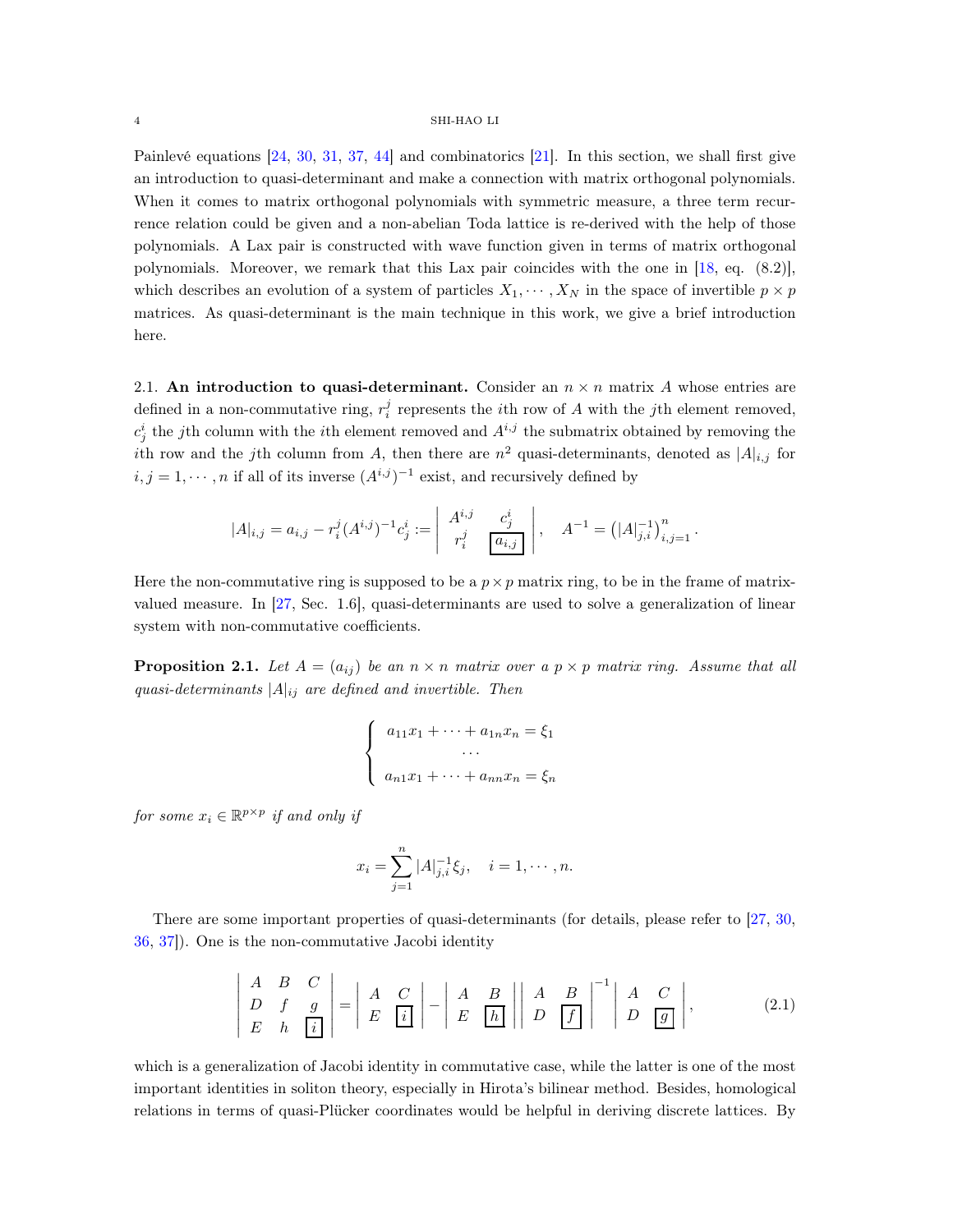Painlevé equations [24, 30, 31, 37, 44] and combinatorics [21]. In this section, we shall first give an introduction to quasi-determinant and make a connection with matrix orthogonal polynomials. When it comes to matrix orthogonal polynomials with symmetric measure, a three term recurrence relation could be given and a non-abelian Toda lattice is re-derived with the help of those polynomials. A Lax pair is constructed with wave function given in terms of matrix orthogonal polynomials. Moreover, we remark that this Lax pair coincides with the one in [18, eq. (8.2)], which describes an evolution of a system of particles $X_1, \cdots, X_N$ in the space of invertible $p \times p$ matrices. As quasi-determinant is the main technique in this work, we give a brief introduction here.

## 2.1. An introduction to quasi-determinant.

Consider an $n \times n$ matrix $A$ whose entries are defined in a non-commutative ring, $r_i^j$ represents the $i$th row of $A$ with the $j$th element removed, $c_j^i$ the $j$th column with the $i$th element removed and $A^{i,j}$ the submatrix obtained by removing the $i$th row and the $j$th column from $A$, then there are $n^2$ quasi-determinants, denoted as $|A|_{i,j}$ for $i, j = 1, \cdots, n$ if all of its inverse $(A^{i,j})^{-1}$ exist, and recursively defined by

$$|A|_{i,j} = a_{i,j} - r_i^j (A^{i,j})^{-1} c_j^i := \begin{vmatrix} A^{i,j} & c_j^i \\ r_i^j & \boxed{a_{i,j}} \end{vmatrix}, \quad A^{-1} = \left( |A|_{j,i}^{-1} \right)_{i,j=1}^n .$$

Here the non-commutative ring is supposed to be a $p \times p$ matrix ring, to be in the frame of matrix-valued measure. In [27, Sec. 1.6], quasi-determinants are used to solve a generalization of linear system with non-commutative coefficients.

**Proposition 2.1.** *Let $A = (a_{ij})$ be an $n \times n$ matrix over a $p \times p$ matrix ring. Assume that all quasi-determinants $|A|_{ij}$ are defined and invertible. Then*

$$\left\{ \begin{array}{c} a_{11}x_1 + \cdots + a_{1n}x_n = \xi_1 \\ \cdots \\ a_{n1}x_1 + \cdots + a_{nn}x_n = \xi_n \end{array} \right.$$

*for some $x_i \in \mathbb{R}^{p \times p}$ if and only if*

$$x_i = \sum_{j=1}^n |A|_{j,i}^{-1} \xi_j, \quad i = 1, \cdots, n.$$

There are some important properties of quasi-determinants (for details, please refer to [27, 30, 36, 37]). One is the non-commutative Jacobi identity

$$\begin{vmatrix} A & B & C \\ D & f & g \\ E & h & \boxed{i} \end{vmatrix} = \begin{vmatrix} A & C \\ E & \boxed{i} \end{vmatrix} - \begin{vmatrix} A & B \\ E & \boxed{h} \end{vmatrix} \begin{vmatrix} A & B \\ D & \boxed{f} \end{vmatrix}^{-1} \begin{vmatrix} A & C \\ D & \boxed{g} \end{vmatrix}, \tag{2.1}$$

which is a generalization of Jacobi identity in commutative case, while the latter is one of the most important identities in soliton theory, especially in Hirota's bilinear method. Besides, homological relations in terms of quasi-Plücker coordinates would be helpful in deriving discrete lattices. By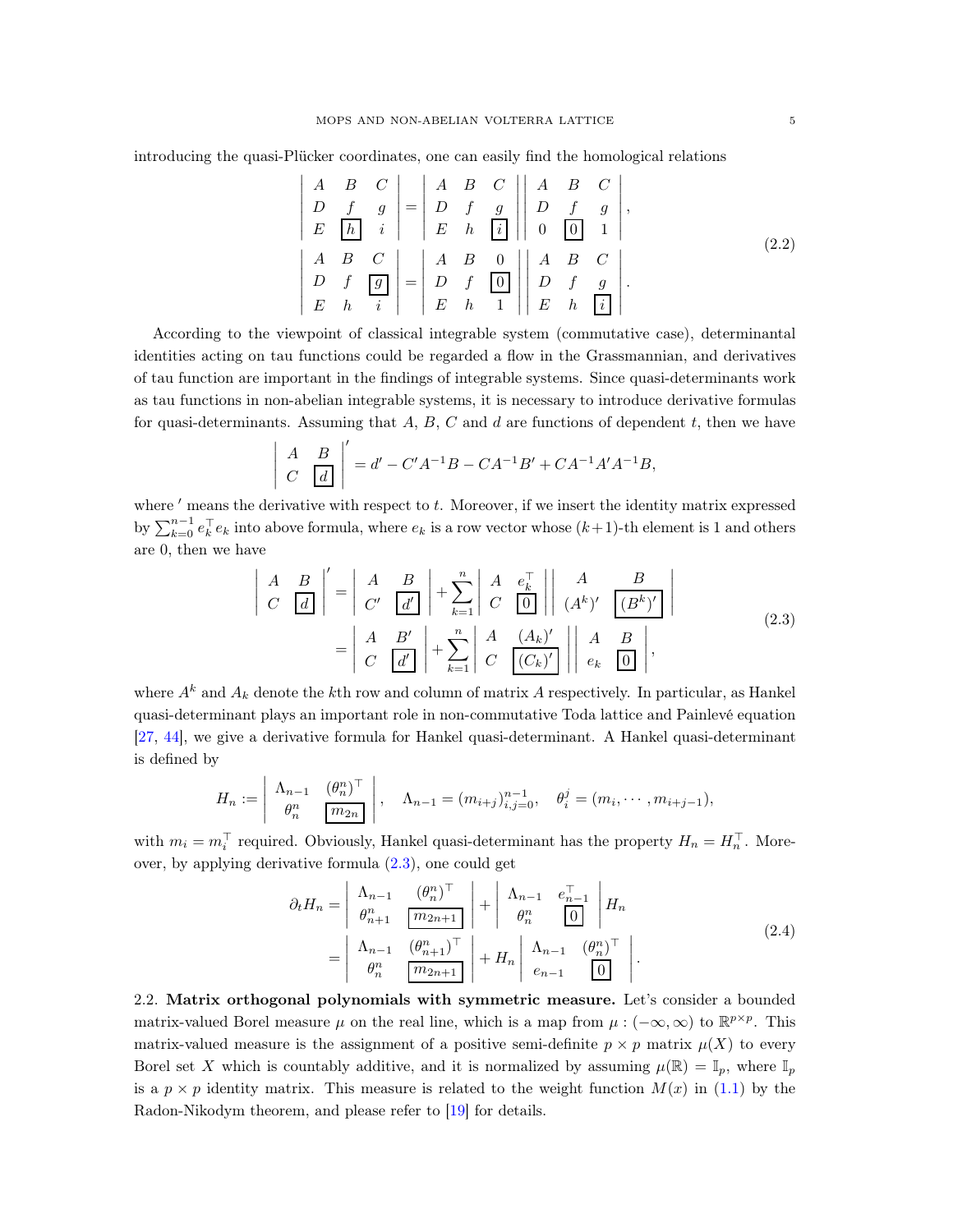introducing the quasi-Plücker coordinates, one can easily find the homological relations

$$
\begin{aligned}
\begin{vmatrix} A & B & C \\ D & f & g \\ E & \boxed{h} & i \end{vmatrix} &= \begin{vmatrix} A & B & C \\ D & f & g \\ E & h & \boxed{i} \end{vmatrix} \begin{vmatrix} A & B & C \\ D & f & g \\ 0 & \boxed{0} & 1 \end{vmatrix}, \\
\begin{vmatrix} A & B & C \\ D & f & \boxed{g} \\ E & h & i \end{vmatrix} &= \begin{vmatrix} A & B & 0 \\ D & f & \boxed{0} \\ E & h & 1 \end{vmatrix} \begin{vmatrix} A & B & C \\ D & f & g \\ E & h & \boxed{i} \end{vmatrix}.
\end{aligned}
\tag{2.2}
$$

According to the viewpoint of classical integrable system (commutative case), determinantal identities acting on tau functions could be regarded a flow in the Grassmannian, and derivatives of tau function are important in the findings of integrable systems. Since quasi-determinants work as tau functions in non-abelian integrable systems, it is necessary to introduce derivative formulas for quasi-determinants. Assuming that $A$, $B$, $C$ and $d$ are functions of dependent $t$, then we have

$$
\begin{vmatrix} A & B \\ C & \boxed{d} \end{vmatrix}' = d' - C'A^{-1}B - CA^{-1}B' + CA^{-1}A'A^{-1}B,
$$

where $'$ means the derivative with respect to $t$. Moreover, if we insert the identity matrix expressed by $\sum_{k=0}^{n-1} e_k^\top e_k$ into above formula, where $e_k$ is a row vector whose $(k+1)$-th element is 1 and others are 0, then we have

$$
\begin{aligned}
\begin{vmatrix} A & B \\ C & \boxed{d} \end{vmatrix}' &= \begin{vmatrix} A & B \\ C' & \boxed{d'} \end{vmatrix} + \sum_{k=1}^{n} \begin{vmatrix} A & e_k^\top \\ C & \boxed{0} \end{vmatrix} \begin{vmatrix} A & B \\ (A^k)' & \boxed{(B^k)'} \end{vmatrix} \\
&= \begin{vmatrix} A & B' \\ C & \boxed{d'} \end{vmatrix} + \sum_{k=1}^{n} \begin{vmatrix} A & (A_k)' \\ C & \boxed{(C_k)'} \end{vmatrix} \begin{vmatrix} A & B \\ e_k & \boxed{0} \end{vmatrix},
\end{aligned}
\tag{2.3}
$$

where $A^k$ and $A_k$ denote the $k$th row and column of matrix $A$ respectively. In particular, as Hankel quasi-determinant plays an important role in non-commutative Toda lattice and Painlevé equation [27, 44], we give a derivative formula for Hankel quasi-determinant. A Hankel quasi-determinant is defined by

$$
H_n := \begin{vmatrix} \Lambda_{n-1} & (\theta_n^n)^\top \\ \theta_n^n & \boxed{m_{2n}} \end{vmatrix}, \quad \Lambda_{n-1} = (m_{i+j})_{i,j=0}^{n-1}, \quad \theta_i^j = (m_i, \cdots, m_{i+j-1}),
$$

with $m_i = m_i^\top$ required. Obviously, Hankel quasi-determinant has the property $H_n = H_n^\top$. Moreover, by applying derivative formula (2.3), one could get

$$
\begin{aligned}
\partial_t H_n &= \begin{vmatrix} \Lambda_{n-1} & (\theta_n^n)^\top \\ \theta_{n+1}^n & \boxed{m_{2n+1}} \end{vmatrix} + \begin{vmatrix} \Lambda_{n-1} & e_{n-1}^\top \\ \theta_n^n & \boxed{0} \end{vmatrix} H_n \\
&= \begin{vmatrix} \Lambda_{n-1} & (\theta_{n+1}^n)^\top \\ \theta_n^n & \boxed{m_{2n+1}} \end{vmatrix} + H_n \begin{vmatrix} \Lambda_{n-1} & (\theta_n^n)^\top \\ e_{n-1} & \boxed{0} \end{vmatrix}.
\end{aligned}
\tag{2.4}
$$

**2.2. Matrix orthogonal polynomials with symmetric measure.** Let's consider a bounded matrix-valued Borel measure $\mu$ on the real line, which is a map from $\mu : (-\infty, \infty)$ to $\mathbb{R}^{p\times p}$. This matrix-valued measure is the assignment of a positive semi-definite $p \times p$ matrix $\mu(X)$ to every Borel set $X$ which is countably additive, and it is normalized by assuming $\mu(\mathbb{R}) = \mathbb{I}_p$, where $\mathbb{I}_p$ is a $p \times p$ identity matrix. This measure is related to the weight function $M(x)$ in (1.1) by the Radon-Nikodym theorem, and please refer to [19] for details.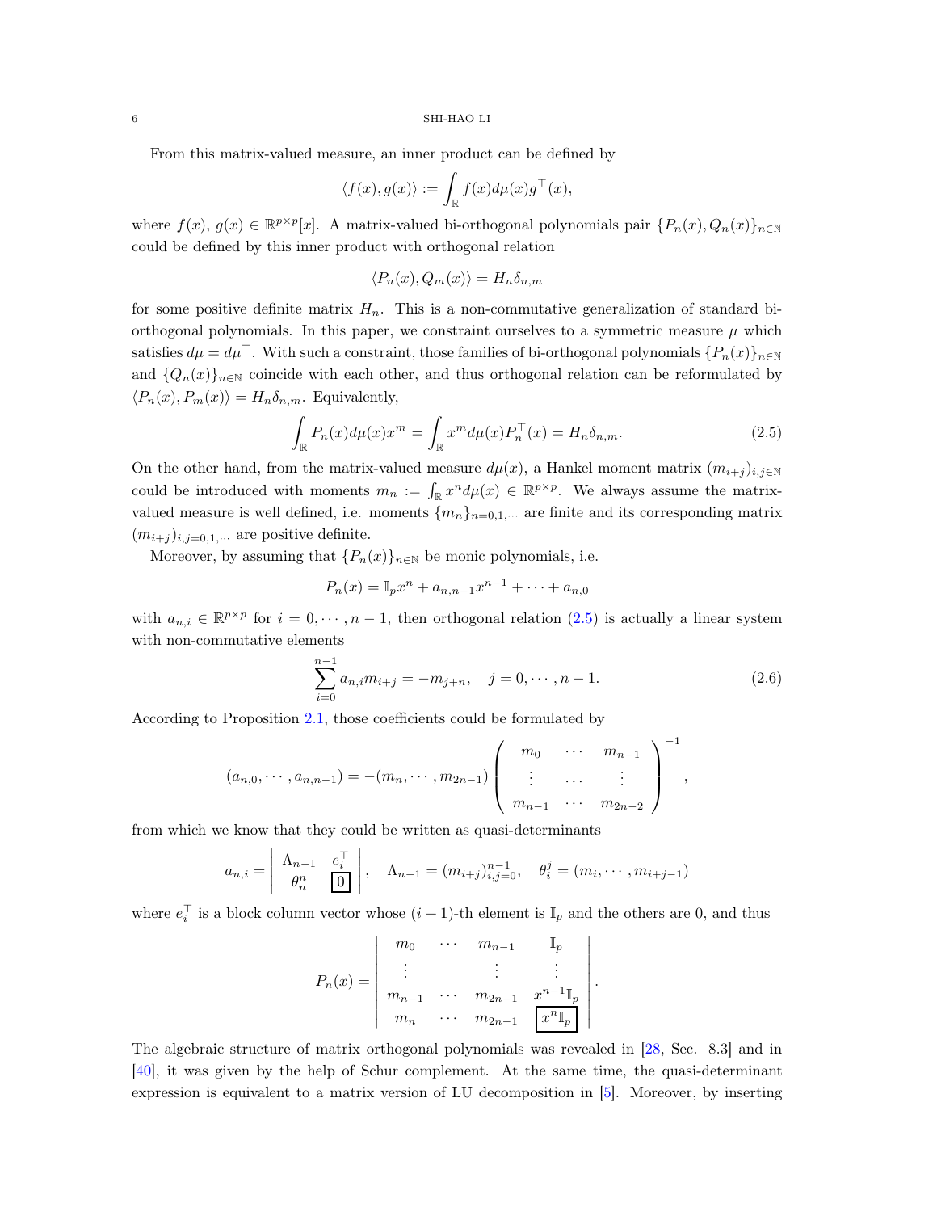From this matrix-valued measure, an inner product can be defined by

$$\langle f(x), g(x)\rangle := \int_{\mathbb{R}} f(x) d\mu(x) g^\top(x),$$

where $f(x)$, $g(x) \in \mathbb{R}^{p\times p}[x]$. A matrix-valued bi-orthogonal polynomials pair $\{P_n(x), Q_n(x)\}_{n\in\mathbb{N}}$ could be defined by this inner product with orthogonal relation

$$\langle P_n(x), Q_m(x)\rangle = H_n \delta_{n,m}$$

for some positive definite matrix $H_n$. This is a non-commutative generalization of standard bi-orthogonal polynomials. In this paper, we constraint ourselves to a symmetric measure $\mu$ which satisfies $d\mu = d\mu^\top$. With such a constraint, those families of bi-orthogonal polynomials $\{P_n(x)\}_{n\in\mathbb{N}}$ and $\{Q_n(x)\}_{n\in\mathbb{N}}$ coincide with each other, and thus orthogonal relation can be reformulated by $\langle P_n(x), P_m(x)\rangle = H_n\delta_{n,m}$. Equivalently,

$$\int_{\mathbb{R}} P_n(x) d\mu(x) x^m = \int_{\mathbb{R}} x^m d\mu(x) P_n^\top(x) = H_n \delta_{n,m}. \tag{2.5}$$

On the other hand, from the matrix-valued measure $d\mu(x)$, a Hankel moment matrix $(m_{i+j})_{i,j\in\mathbb{N}}$ could be introduced with moments $m_n := \int_{\mathbb{R}} x^n d\mu(x) \in \mathbb{R}^{p\times p}$. We always assume the matrix-valued measure is well defined, i.e. moments $\{m_n\}_{n=0,1,\cdots}$ are finite and its corresponding matrix $(m_{i+j})_{i,j=0,1,\cdots}$ are positive definite.

Moreover, by assuming that $\{P_n(x)\}_{n\in\mathbb{N}}$ be monic polynomials, i.e.

$$P_n(x) = \mathbb{I}_p x^n + a_{n,n-1}x^{n-1} + \cdots + a_{n,0}$$

with $a_{n,i} \in \mathbb{R}^{p\times p}$ for $i = 0, \cdots, n-1$, then orthogonal relation (2.5) is actually a linear system with non-commutative elements

$$\sum_{i=0}^{n-1} a_{n,i} m_{i+j} = -m_{j+n}, \quad j = 0, \cdots, n-1. \tag{2.6}$$

According to Proposition 2.1, those coefficients could be formulated by

$$(a_{n,0}, \cdots, a_{n,n-1}) = -(m_n, \cdots, m_{2n-1}) \left( \begin{array}{ccc} m_0 & \cdots & m_{n-1} \\ \vdots & \ldots & \vdots \\ m_{n-1} & \cdots & m_{2n-2} \end{array} \right)^{-1},$$

from which we know that they could be written as quasi-determinants

$$a_{n,i} = \left| \begin{array}{cc} \Lambda_{n-1} & e_i^\top \\ \theta_n^n & \boxed{0} \end{array} \right|, \quad \Lambda_{n-1} = (m_{i+j})_{i,j=0}^{n-1}, \quad \theta_i^j = (m_i, \cdots, m_{i+j-1})$$

where $e_i^\top$ is a block column vector whose $(i+1)$-th element is $\mathbb{I}_p$ and the others are 0, and thus

$$P_n(x) = \left| \begin{array}{cccc} m_0 & \cdots & m_{n-1} & \mathbb{I}_p \\ \vdots & & \vdots & \vdots \\ m_{n-1} & \cdots & m_{2n-1} & x^{n-1}\mathbb{I}_p \\ m_n & \cdots & m_{2n-1} & \boxed{x^n \mathbb{I}_p} \end{array} \right|.$$

The algebraic structure of matrix orthogonal polynomials was revealed in [28, Sec. 8.3] and in [40], it was given by the help of Schur complement. At the same time, the quasi-determinant expression is equivalent to a matrix version of LU decomposition in [5]. Moreover, by inserting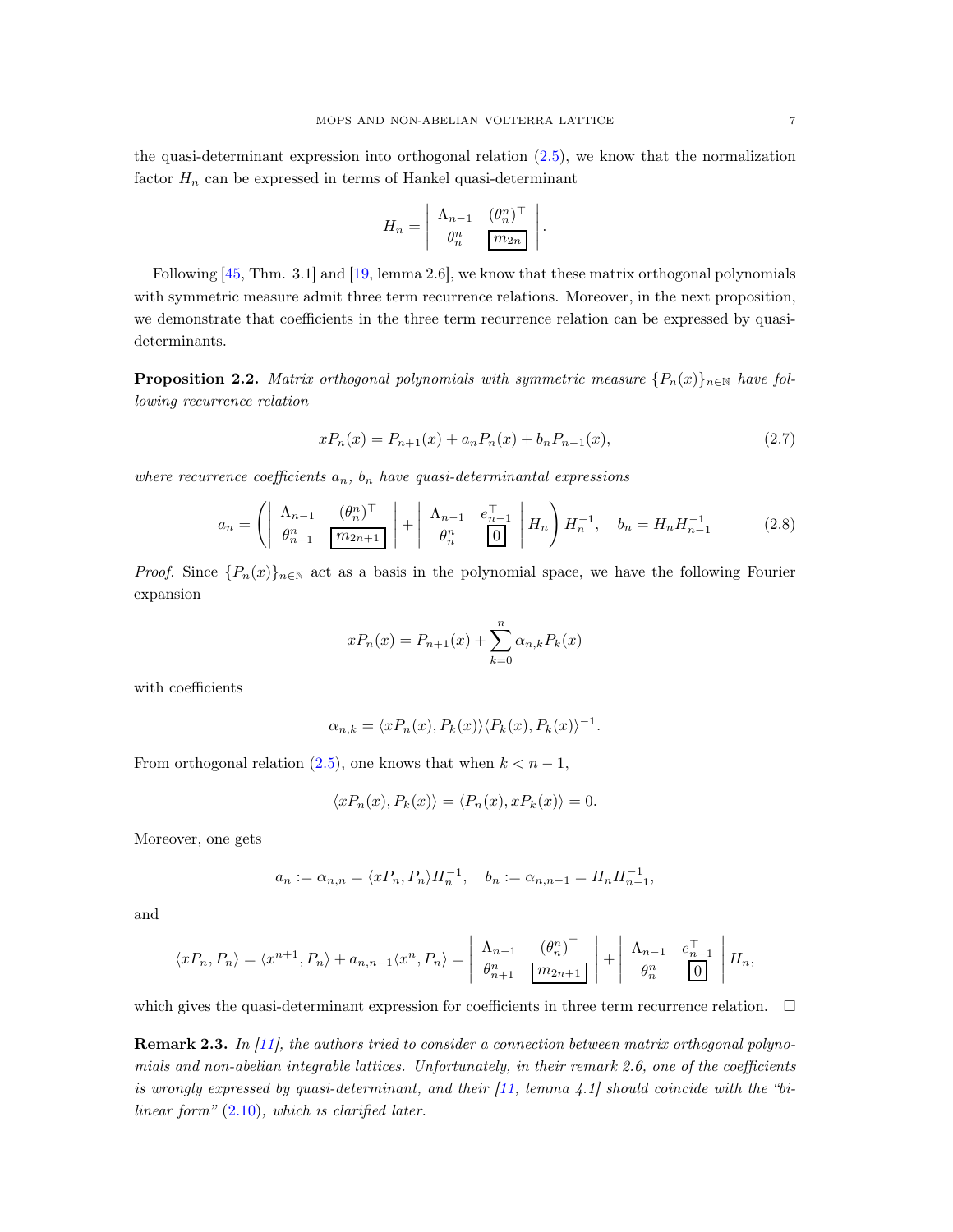the quasi-determinant expression into orthogonal relation (2.5), we know that the normalization factor $H_n$ can be expressed in terms of Hankel quasi-determinant

$$H_n = \begin{vmatrix} \Lambda_{n-1} & (\theta_n^n)^\top \\ \theta_n^n & \boxed{m_{2n}} \end{vmatrix}.$$

Following [45, Thm. 3.1] and [19, lemma 2.6], we know that these matrix orthogonal polynomials with symmetric measure admit three term recurrence relations. Moreover, in the next proposition, we demonstrate that coefficients in the three term recurrence relation can be expressed by quasi-determinants.

**Proposition 2.2.** *Matrix orthogonal polynomials with symmetric measure $\{P_n(x)\}_{n\in\mathbb{N}}$ have following recurrence relation*

$$xP_n(x) = P_{n+1}(x) + a_nP_n(x) + b_nP_{n-1}(x), \tag{2.7}$$

*where recurrence coefficients $a_n$, $b_n$ have quasi-determinantal expressions*

$$a_n = \left( \begin{vmatrix} \Lambda_{n-1} & (\theta_n^n)^\top \\ \theta_{n+1}^n & \boxed{m_{2n+1}} \end{vmatrix} + \begin{vmatrix} \Lambda_{n-1} & e_{n-1}^\top \\ \theta_n^n & \boxed{0} \end{vmatrix} H_n \right) H_n^{-1}, \quad b_n = H_nH_{n-1}^{-1} \tag{2.8}$$

*Proof.* Since $\{P_n(x)\}_{n\in\mathbb{N}}$ act as a basis in the polynomial space, we have the following Fourier expansion

$$xP_n(x) = P_{n+1}(x) + \sum_{k=0}^{n} \alpha_{n,k}P_k(x)$$

with coefficients

$$\alpha_{n,k} = \langle xP_n(x), P_k(x)\rangle\langle P_k(x), P_k(x)\rangle^{-1}.$$

From orthogonal relation (2.5), one knows that when $k < n-1$,

$$\langle xP_n(x), P_k(x)\rangle = \langle P_n(x), xP_k(x)\rangle = 0.$$

Moreover, one gets

$$a_n := \alpha_{n,n} = \langle xP_n, P_n\rangle H_n^{-1}, \quad b_n := \alpha_{n,n-1} = H_nH_{n-1}^{-1},$$

and

$$\langle xP_n, P_n\rangle = \langle x^{n+1}, P_n\rangle + a_{n,n-1}\langle x^n, P_n\rangle = \begin{vmatrix} \Lambda_{n-1} & (\theta_n^n)^\top \\ \theta_{n+1}^n & \boxed{m_{2n+1}} \end{vmatrix} + \begin{vmatrix} \Lambda_{n-1} & e_{n-1}^\top \\ \theta_n^n & \boxed{0} \end{vmatrix} H_n,$$

which gives the quasi-determinant expression for coefficients in three term recurrence relation. $\square$

**Remark 2.3.** *In [11], the authors tried to consider a connection between matrix orthogonal polynomials and non-abelian integrable lattices. Unfortunately, in their remark 2.6, one of the coefficients is wrongly expressed by quasi-determinant, and their [11, lemma 4.1] should coincide with the "bilinear form" (2.10), which is clarified later.*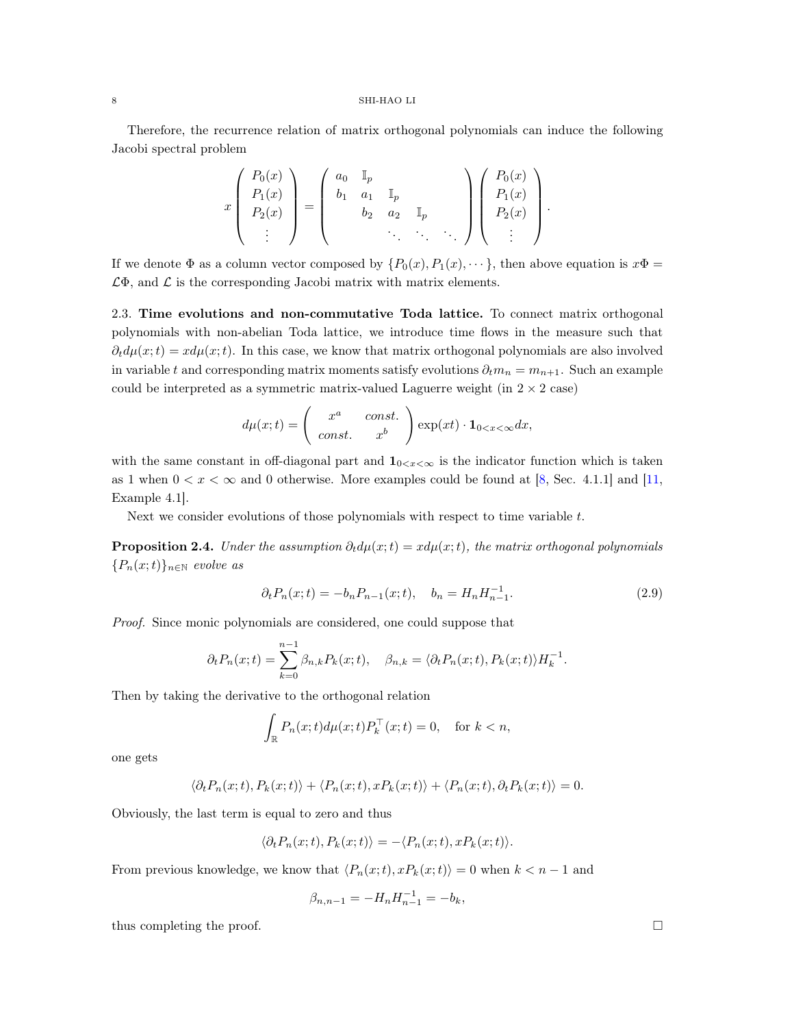Therefore, the recurrence relation of matrix orthogonal polynomials can induce the following Jacobi spectral problem

$$x\left(\begin{array}{c} P_0(x) \\ P_1(x) \\ P_2(x) \\ \vdots \end{array}\right)=\left(\begin{array}{ccccc} a_0 & \mathbb{I}_p & & & \\ b_1 & a_1 & \mathbb{I}_p & & \\ & b_2 & a_2 & \mathbb{I}_p & \\ & & \ddots & \ddots & \ddots \end{array}\right)\left(\begin{array}{c} P_0(x) \\ P_1(x) \\ P_2(x) \\ \vdots \end{array}\right).$$

If we denote $\Phi$ as a column vector composed by $\{P_0(x), P_1(x), \cdots\}$, then above equation is $x\Phi = \mathcal{L}\Phi$, and $\mathcal{L}$ is the corresponding Jacobi matrix with matrix elements.

2.3. **Time evolutions and non-commutative Toda lattice.** To connect matrix orthogonal polynomials with non-abelian Toda lattice, we introduce time flows in the measure such that $\partial_t d\mu(x;t) = x d\mu(x;t)$. In this case, we know that matrix orthogonal polynomials are also involved in variable $t$ and corresponding matrix moments satisfy evolutions $\partial_t m_n = m_{n+1}$. Such an example could be interpreted as a symmetric matrix-valued Laguerre weight (in $2\times 2$ case)

$$d\mu(x;t)=\left(\begin{array}{cc} x^a & const. \\ const. & x^b \end{array}\right)\exp(xt)\cdot \mathbf{1}_{0<x<\infty}dx,$$

with the same constant in off-diagonal part and $\mathbf{1}_{0<x<\infty}$ is the indicator function which is taken as 1 when $0<x<\infty$ and 0 otherwise. More examples could be found at [8, Sec. 4.1.1] and [11, Example 4.1].

Next we consider evolutions of those polynomials with respect to time variable $t$.

**Proposition 2.4.** *Under the assumption $\partial_t d\mu(x;t) = x d\mu(x;t)$, the matrix orthogonal polynomials $\{P_n(x;t)\}_{n\in\mathbb{N}}$ evolve as*

$$\partial_t P_n(x;t) = -b_n P_{n-1}(x;t), \quad b_n = H_n H_{n-1}^{-1}. \tag{2.9}$$

*Proof.* Since monic polynomials are considered, one could suppose that

$$\partial_t P_n(x;t) = \sum_{k=0}^{n-1}\beta_{n,k}P_k(x;t), \quad \beta_{n,k} = \langle \partial_t P_n(x;t), P_k(x;t)\rangle H_k^{-1}.$$

Then by taking the derivative to the orthogonal relation

$$\int_{\mathbb{R}} P_n(x;t)d\mu(x;t)P_k^\top(x;t) = 0, \quad \text{for } k<n,$$

one gets

$$\langle \partial_t P_n(x;t), P_k(x;t)\rangle + \langle P_n(x;t), xP_k(x;t)\rangle + \langle P_n(x;t), \partial_t P_k(x;t)\rangle = 0.$$

Obviously, the last term is equal to zero and thus

$$\langle \partial_t P_n(x;t), P_k(x;t)\rangle = -\langle P_n(x;t), xP_k(x;t)\rangle.$$

From previous knowledge, we know that $\langle P_n(x;t), xP_k(x;t)\rangle = 0$ when $k<n-1$ and

$$\beta_{n,n-1} = -H_n H_{n-1}^{-1} = -b_k,$$

thus completing the proof. $\square$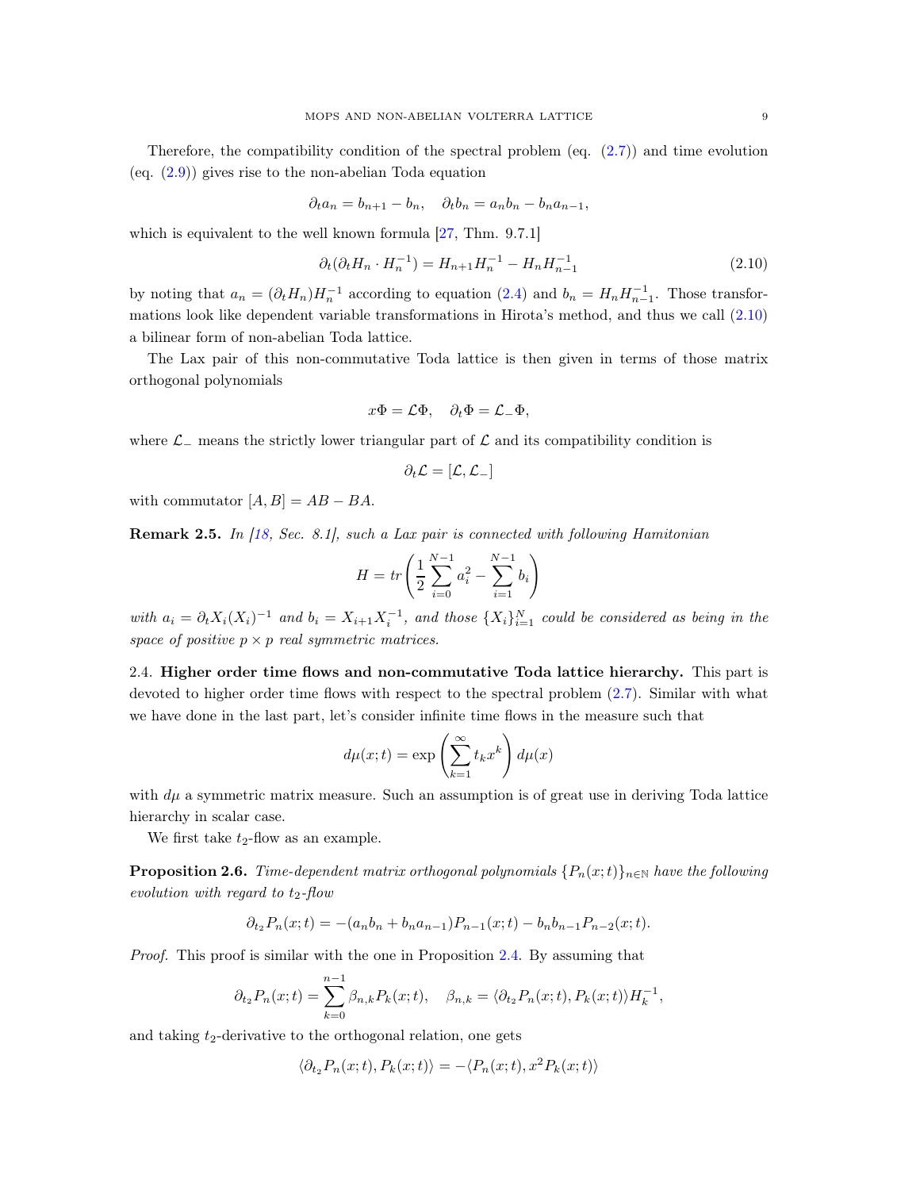Therefore, the compatibility condition of the spectral problem (eq. (2.7)) and time evolution (eq. (2.9)) gives rise to the non-abelian Toda equation

$$\partial_t a_n = b_{n+1} - b_n, \quad \partial_t b_n = a_n b_n - b_n a_{n-1},$$

which is equivalent to the well known formula [27, Thm. 9.7.1]

$$\partial_t(\partial_t H_n \cdot H_n^{-1}) = H_{n+1}H_n^{-1} - H_n H_{n-1}^{-1} \tag{2.10}$$

by noting that $a_n = (\partial_t H_n)H_n^{-1}$ according to equation (2.4) and $b_n = H_n H_{n-1}^{-1}$. Those transformations look like dependent variable transformations in Hirota's method, and thus we call (2.10) a bilinear form of non-abelian Toda lattice.

The Lax pair of this non-commutative Toda lattice is then given in terms of those matrix orthogonal polynomials

$$x\Phi = \mathcal{L}\Phi, \quad \partial_t \Phi = \mathcal{L}_- \Phi,$$

where $\mathcal{L}_-$ means the strictly lower triangular part of $\mathcal{L}$ and its compatibility condition is

$$\partial_t \mathcal{L} = [\mathcal{L}, \mathcal{L}_-]$$

with commutator $[A, B] = AB - BA$.

**Remark 2.5.** *In [18, Sec. 8.1], such a Lax pair is connected with following Hamitonian*

$$H = tr\left(\frac{1}{2}\sum_{i=0}^{N-1} a_i^2 - \sum_{i=1}^{N-1} b_i\right)$$

*with $a_i = \partial_t X_i (X_i)^{-1}$ and $b_i = X_{i+1}X_i^{-1}$, and those $\{X_i\}_{i=1}^N$ could be considered as being in the space of positive $p \times p$ real symmetric matrices.*

2.4. **Higher order time flows and non-commutative Toda lattice hierarchy.** This part is devoted to higher order time flows with respect to the spectral problem (2.7). Similar with what we have done in the last part, let's consider infinite time flows in the measure such that

$$d\mu(x;t) = \exp\left(\sum_{k=1}^{\infty} t_k x^k\right) d\mu(x)$$

with $d\mu$ a symmetric matrix measure. Such an assumption is of great use in deriving Toda lattice hierarchy in scalar case.

We first take $t_2$-flow as an example.

**Proposition 2.6.** *Time-dependent matrix orthogonal polynomials $\{P_n(x;t)\}_{n\in\mathbb{N}}$ have the following evolution with regard to $t_2$-flow*

$$\partial_{t_2} P_n(x;t) = -(a_n b_n + b_n a_{n-1})P_{n-1}(x;t) - b_n b_{n-1} P_{n-2}(x;t).$$

*Proof.* This proof is similar with the one in Proposition 2.4. By assuming that

$$\partial_{t_2} P_n(x;t) = \sum_{k=0}^{n-1} \beta_{n,k} P_k(x;t), \quad \beta_{n,k} = \langle \partial_{t_2} P_n(x;t), P_k(x;t)\rangle H_k^{-1},$$

and taking $t_2$-derivative to the orthogonal relation, one gets

$$\langle \partial_{t_2} P_n(x;t), P_k(x;t)\rangle = -\langle P_n(x;t), x^2 P_k(x;t)\rangle$$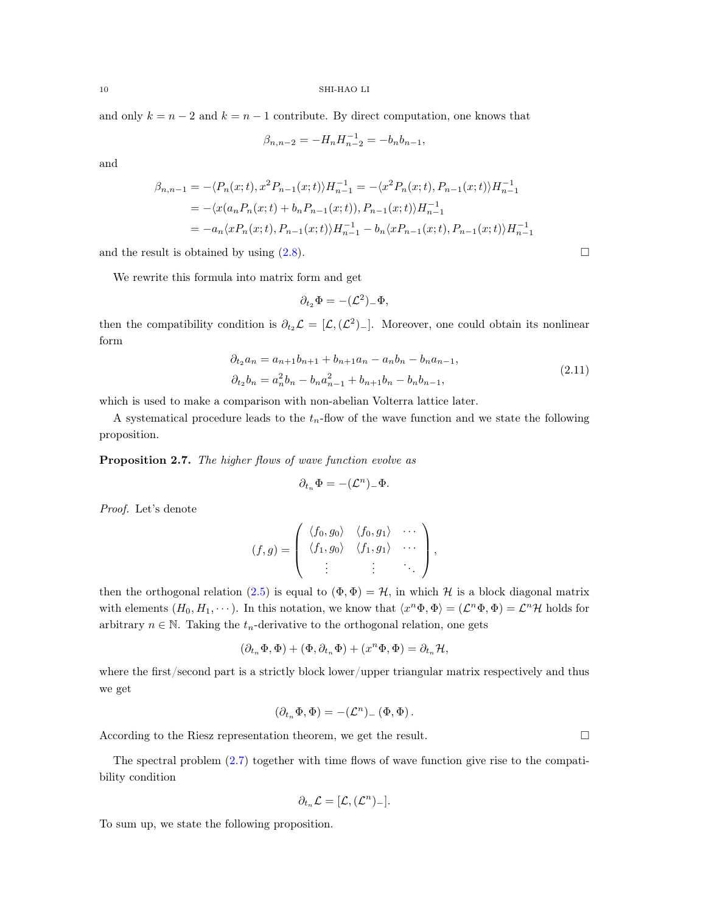and only $k = n-2$ and $k = n-1$ contribute. By direct computation, one knows that

$$\beta_{n,n-2} = -H_n H_{n-2}^{-1} = -b_n b_{n-1},$$

and

$$\begin{aligned}
\beta_{n,n-1} &= -\langle P_n(x;t), x^2 P_{n-1}(x;t)\rangle H_{n-1}^{-1} = -\langle x^2 P_n(x;t), P_{n-1}(x;t)\rangle H_{n-1}^{-1} \\
&= -\langle x(a_n P_n(x;t) + b_n P_{n-1}(x;t)), P_{n-1}(x;t)\rangle H_{n-1}^{-1} \\
&= -a_n \langle x P_n(x;t), P_{n-1}(x;t)\rangle H_{n-1}^{-1} - b_n \langle x P_{n-1}(x;t), P_{n-1}(x;t)\rangle H_{n-1}^{-1}
\end{aligned}$$

and the result is obtained by using (2.8). □

We rewrite this formula into matrix form and get

$$\partial_{t_2}\Phi = -(\mathcal{L}^2)_-\Phi,$$

then the compatibility condition is $\partial_{t_2}\mathcal{L} = [\mathcal{L}, (\mathcal{L}^2)_-]$. Moreover, one could obtain its nonlinear form

$$\begin{aligned}
\partial_{t_2} a_n &= a_{n+1} b_{n+1} + b_{n+1} a_n - a_n b_n - b_n a_{n-1}, \\
\partial_{t_2} b_n &= a_n^2 b_n - b_n a_{n-1}^2 + b_{n+1} b_n - b_n b_{n-1},
\end{aligned} \tag{2.11}$$

which is used to make a comparison with non-abelian Volterra lattice later.

A systematical procedure leads to the $t_n$-flow of the wave function and we state the following proposition.

**Proposition 2.7.** *The higher flows of wave function evolve as*

$$\partial_{t_n}\Phi = -(\mathcal{L}^n)_-\Phi.$$

*Proof.* Let's denote

$$(f,g) = \begin{pmatrix} \langle f_0, g_0\rangle & \langle f_0, g_1\rangle & \cdots \\ \langle f_1, g_0\rangle & \langle f_1, g_1\rangle & \cdots \\ \vdots & \vdots & \ddots \end{pmatrix},$$

then the orthogonal relation (2.5) is equal to $(\Phi, \Phi) = \mathcal{H}$, in which $\mathcal{H}$ is a block diagonal matrix with elements $(H_0, H_1, \cdots)$. In this notation, we know that $\langle x^n \Phi, \Phi\rangle = (\mathcal{L}^n \Phi, \Phi) = \mathcal{L}^n \mathcal{H}$ holds for arbitrary $n \in \mathbb{N}$. Taking the $t_n$-derivative to the orthogonal relation, one gets

$$(\partial_{t_n}\Phi, \Phi) + (\Phi, \partial_{t_n}\Phi) + (x^n \Phi, \Phi) = \partial_{t_n}\mathcal{H},$$

where the first/second part is a strictly block lower/upper triangular matrix respectively and thus we get

$$(\partial_{t_n}\Phi, \Phi) = -(\mathcal{L}^n)_-(\Phi, \Phi).$$

According to the Riesz representation theorem, we get the result. □

The spectral problem (2.7) together with time flows of wave function give rise to the compatibility condition

$$\partial_{t_n}\mathcal{L} = [\mathcal{L}, (\mathcal{L}^n)_-].$$

To sum up, we state the following proposition.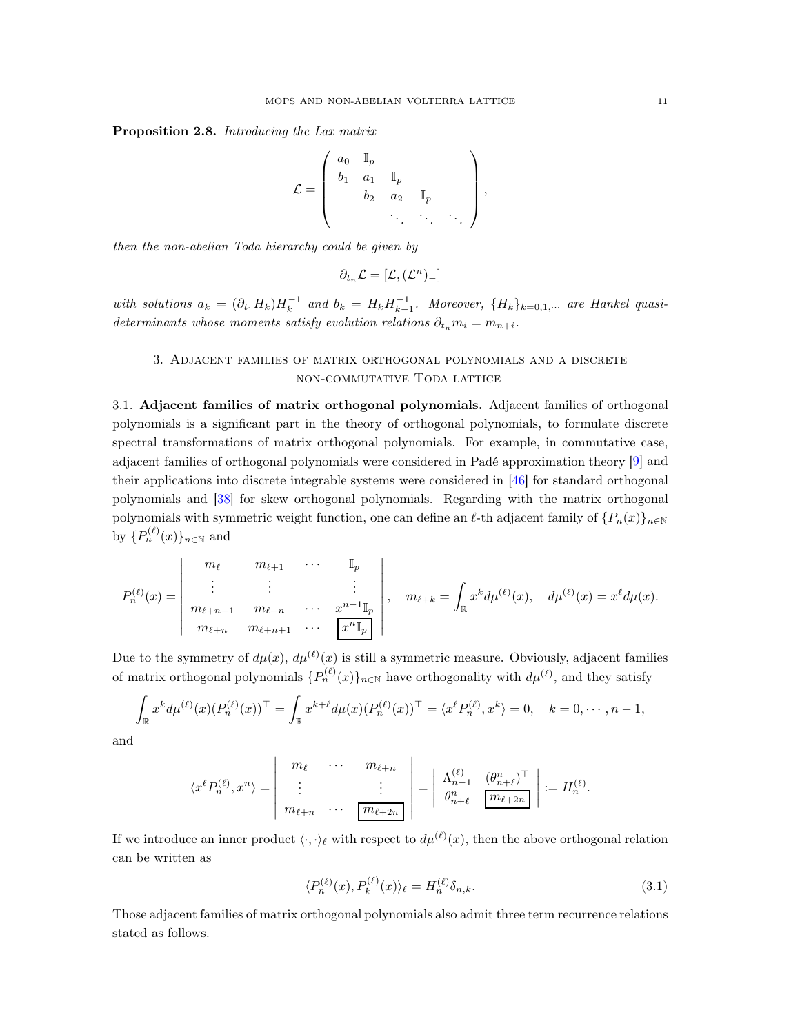**Proposition 2.8.** *Introducing the Lax matrix*

$$
\mathcal{L} = \left( \begin{array}{cccccc} a_0 & \mathbb{I}_p & & & \\ b_1 & a_1 & \mathbb{I}_p & & \\ & b_2 & a_2 & \mathbb{I}_p & \\ & & \ddots & \ddots & \ddots \end{array} \right),
$$

*then the non-abelian Toda hierarchy could be given by*

$$
\partial_{t_n} \mathcal{L} = [\mathcal{L}, (\mathcal{L}^n)_-]
$$

*with solutions $a_k = (\partial_{t_1} H_k) H_k^{-1}$ and $b_k = H_k H_{k-1}^{-1}$. Moreover, $\{H_k\}_{k=0,1,\cdots}$ are Hankel quasi-determinants whose moments satisfy evolution relations $\partial_{t_n} m_i = m_{n+i}$.*

## 3. Adjacent families of matrix orthogonal polynomials and a discrete non-commutative Toda lattice

### 3.1. Adjacent families of matrix orthogonal polynomials.

Adjacent families of orthogonal polynomials is a significant part in the theory of orthogonal polynomials, to formulate discrete spectral transformations of matrix orthogonal polynomials. For example, in commutative case, adjacent families of orthogonal polynomials were considered in Padé approximation theory [9] and their applications into discrete integrable systems were considered in [46] for standard orthogonal polynomials and [38] for skew orthogonal polynomials. Regarding with the matrix orthogonal polynomials with symmetric weight function, one can define an $\ell$-th adjacent family of $\{P_n(x)\}_{n\in\mathbb{N}}$ by $\{P_n^{(\ell)}(x)\}_{n\in\mathbb{N}}$ and

$$
P_n^{(\ell)}(x) = \left| \begin{array}{cccc} m_\ell & m_{\ell+1} & \cdots & \mathbb{I}_p \\ \vdots & \vdots & & \vdots \\ m_{\ell+n-1} & m_{\ell+n} & \cdots & x^{n-1}\mathbb{I}_p \\ m_{\ell+n} & m_{\ell+n+1} & \cdots & \boxed{x^n \mathbb{I}_p} \end{array} \right|, \quad m_{\ell+k} = \int_{\mathbb{R}} x^k d\mu^{(\ell)}(x), \quad d\mu^{(\ell)}(x) = x^\ell d\mu(x).
$$

Due to the symmetry of $d\mu(x)$, $d\mu^{(\ell)}(x)$ is still a symmetric measure. Obviously, adjacent families of matrix orthogonal polynomials $\{P_n^{(\ell)}(x)\}_{n\in\mathbb{N}}$ have orthogonality with $d\mu^{(\ell)}$, and they satisfy

$$
\int_{\mathbb{R}} x^k d\mu^{(\ell)}(x) (P_n^{(\ell)}(x))^\top = \int_{\mathbb{R}} x^{k+\ell} d\mu(x) (P_n^{(\ell)}(x))^\top = \langle x^\ell P_n^{(\ell)}, x^k \rangle = 0, \quad k = 0, \cdots, n-1,
$$

and

$$
\langle x^\ell P_n^{(\ell)}, x^n \rangle = \left| \begin{array}{ccc} m_\ell & \cdots & m_{\ell+n} \\ \vdots & & \vdots \\ m_{\ell+n} & \cdots & \boxed{m_{\ell+2n}} \end{array} \right| = \left| \begin{array}{cc} \Lambda_{n-1}^{(\ell)} & (\theta_{n+\ell}^n)^\top \\ \theta_{n+\ell}^n & \boxed{m_{\ell+2n}} \end{array} \right| := H_n^{(\ell)}.
$$

If we introduce an inner product $\langle \cdot, \cdot \rangle_\ell$ with respect to $d\mu^{(\ell)}(x)$, then the above orthogonal relation can be written as

$$
\langle P_n^{(\ell)}(x), P_k^{(\ell)}(x) \rangle_\ell = H_n^{(\ell)} \delta_{n,k}. \tag{3.1}
$$

Those adjacent families of matrix orthogonal polynomials also admit three term recurrence relations stated as follows.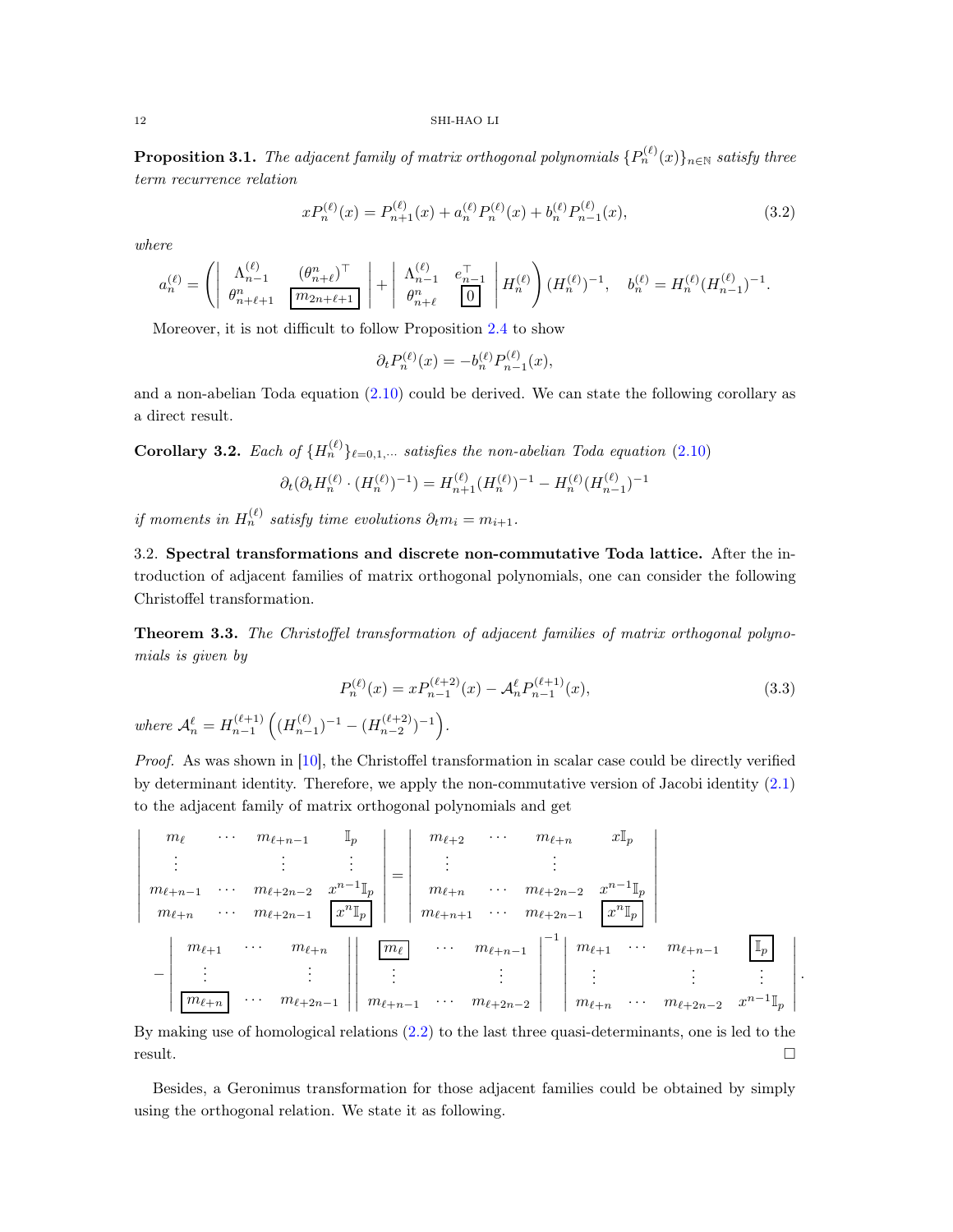**Proposition 3.1.** *The adjacent family of matrix orthogonal polynomials $\{P_n^{(\ell)}(x)\}_{n\in\mathbb{N}}$ satisfy three term recurrence relation*

$$xP_n^{(\ell)}(x) = P_{n+1}^{(\ell)}(x) + a_n^{(\ell)}P_n^{(\ell)}(x) + b_n^{(\ell)}P_{n-1}^{(\ell)}(x), \tag{3.2}$$

*where*

$$a_n^{(\ell)} = \left( \begin{vmatrix} \Lambda_{n-1}^{(\ell)} & (\theta_{n+\ell}^n)^\top \\ \theta_{n+\ell+1}^n & \boxed{m_{2n+\ell+1}} \end{vmatrix} + \begin{vmatrix} \Lambda_{n-1}^{(\ell)} & e_{n-1}^\top \\ \theta_{n+\ell}^n & \boxed{0} \end{vmatrix} H_n^{(\ell)} \right)(H_n^{(\ell)})^{-1}, \quad b_n^{(\ell)} = H_n^{(\ell)}(H_{n-1}^{(\ell)})^{-1}.$$

Moreover, it is not difficult to follow Proposition 2.4 to show

$$\partial_t P_n^{(\ell)}(x) = -b_n^{(\ell)}P_{n-1}^{(\ell)}(x),$$

and a non-abelian Toda equation (2.10) could be derived. We can state the following corollary as a direct result.

**Corollary 3.2.** *Each of $\{H_n^{(\ell)}\}_{\ell=0,1,\cdots}$ satisfies the non-abelian Toda equation (2.10)*

$$\partial_t(\partial_t H_n^{(\ell)} \cdot (H_n^{(\ell)})^{-1}) = H_{n+1}^{(\ell)}(H_n^{(\ell)})^{-1} - H_n^{(\ell)}(H_{n-1}^{(\ell)})^{-1}$$

*if moments in $H_n^{(\ell)}$ satisfy time evolutions $\partial_t m_i = m_{i+1}$.*

3.2. **Spectral transformations and discrete non-commutative Toda lattice.** After the introduction of adjacent families of matrix orthogonal polynomials, one can consider the following Christoffel transformation.

**Theorem 3.3.** *The Christoffel transformation of adjacent families of matrix orthogonal polynomials is given by*

$$P_n^{(\ell)}(x) = xP_{n-1}^{(\ell+2)}(x) - \mathcal{A}_n^\ell P_{n-1}^{(\ell+1)}(x), \tag{3.3}$$

*where $\mathcal{A}_n^\ell = H_{n-1}^{(\ell+1)}\left((H_{n-1}^{(\ell)})^{-1} - (H_{n-2}^{(\ell+2)})^{-1}\right)$.*

*Proof.* As was shown in [10], the Christoffel transformation in scalar case could be directly verified by determinant identity. Therefore, we apply the non-commutative version of Jacobi identity (2.1) to the adjacent family of matrix orthogonal polynomials and get

$$\begin{vmatrix} m_\ell & \cdots & m_{\ell+n-1} & \mathbb{I}_p \\ \vdots & & \vdots & \vdots \\ m_{\ell+n-1} & \cdots & m_{\ell+2n-2} & x^{n-1}\mathbb{I}_p \\ m_{\ell+n} & \cdots & m_{\ell+2n-1} & \boxed{x^n\mathbb{I}_p} \end{vmatrix} = \begin{vmatrix} m_{\ell+2} & \cdots & m_{\ell+n} & x\mathbb{I}_p \\ \vdots & & \vdots & \\ m_{\ell+n} & \cdots & m_{\ell+2n-2} & x^{n-1}\mathbb{I}_p \\ m_{\ell+n+1} & \cdots & m_{\ell+2n-1} & \boxed{x^n\mathbb{I}_p} \end{vmatrix}$$

$$- \begin{vmatrix} m_{\ell+1} & \cdots & m_{\ell+n} \\ \vdots & & \vdots \\ \boxed{m_{\ell+n}} & \cdots & m_{\ell+2n-1} \end{vmatrix} \begin{vmatrix} \boxed{m_\ell} & \cdots & m_{\ell+n-1} \\ \vdots & & \vdots \\ m_{\ell+n-1} & \cdots & m_{\ell+2n-2} \end{vmatrix}^{-1} \begin{vmatrix} m_{\ell+1} & \cdots & m_{\ell+n-1} & \boxed{\mathbb{I}_p} \\ \vdots & & \vdots & \vdots \\ m_{\ell+n} & \cdots & m_{\ell+2n-2} & x^{n-1}\mathbb{I}_p \end{vmatrix}.$$

By making use of homological relations (2.2) to the last three quasi-determinants, one is led to the result. $\square$

Besides, a Geronimus transformation for those adjacent families could be obtained by simply using the orthogonal relation. We state it as following.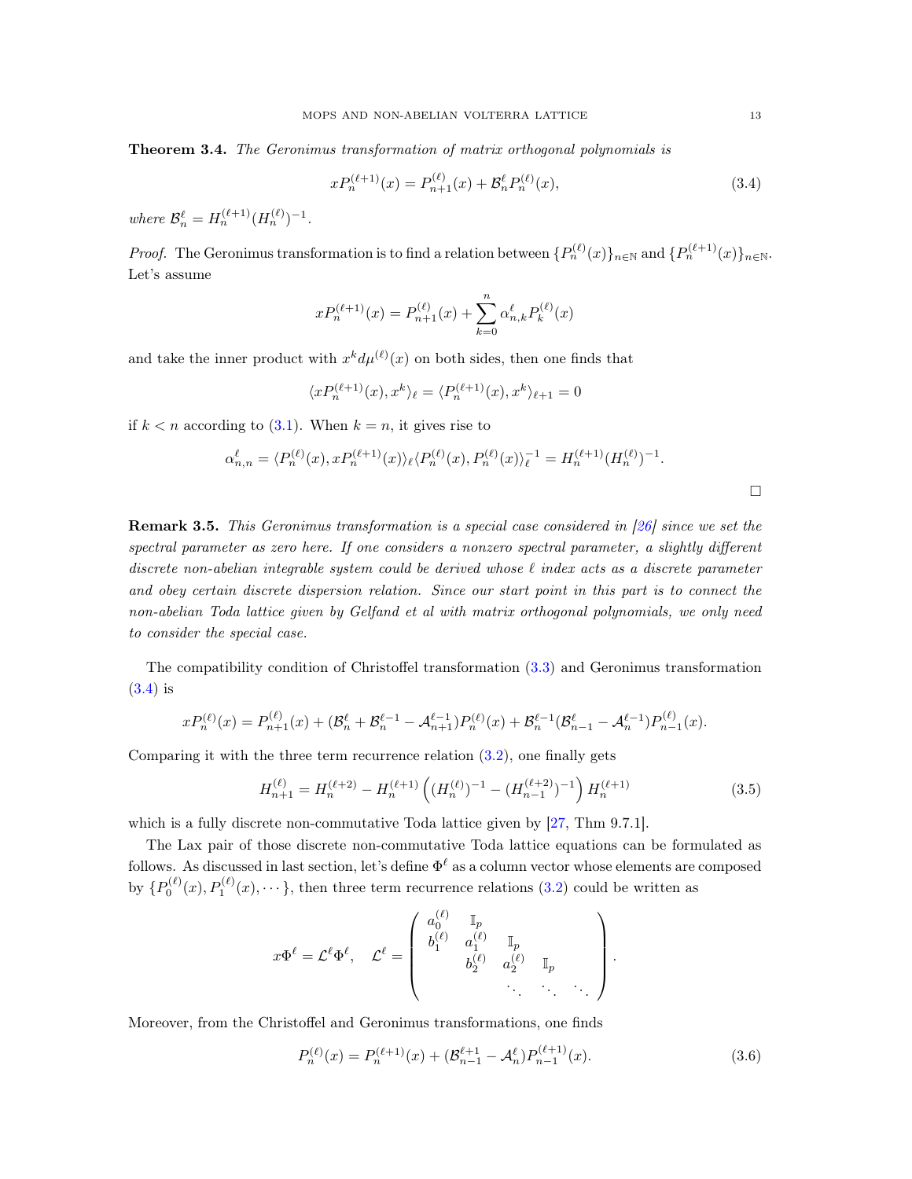**Theorem 3.4.** *The Geronimus transformation of matrix orthogonal polynomials is*

$$xP_n^{(\ell+1)}(x) = P_{n+1}^{(\ell)}(x) + \mathcal{B}_n^\ell P_n^{(\ell)}(x), \tag{3.4}$$

*where* $\mathcal{B}_n^\ell = H_n^{(\ell+1)}(H_n^{(\ell)})^{-1}$.

*Proof.* The Geronimus transformation is to find a relation between $\{P_n^{(\ell)}(x)\}_{n\in\mathbb{N}}$ and $\{P_n^{(\ell+1)}(x)\}_{n\in\mathbb{N}}$. Let's assume

$$xP_n^{(\ell+1)}(x) = P_{n+1}^{(\ell)}(x) + \sum_{k=0}^{n} \alpha_{n,k}^\ell P_k^{(\ell)}(x)$$

and take the inner product with $x^k d\mu^{(\ell)}(x)$ on both sides, then one finds that

$$\langle xP_n^{(\ell+1)}(x), x^k\rangle_\ell = \langle P_n^{(\ell+1)}(x), x^k\rangle_{\ell+1} = 0$$

if $k < n$ according to (3.1). When $k = n$, it gives rise to

$$\alpha_{n,n}^\ell = \langle P_n^{(\ell)}(x), xP_n^{(\ell+1)}(x)\rangle_\ell \langle P_n^{(\ell)}(x), P_n^{(\ell)}(x)\rangle_\ell^{-1} = H_n^{(\ell+1)}(H_n^{(\ell)})^{-1}.$$

□

**Remark 3.5.** *This Geronimus transformation is a special case considered in [26] since we set the spectral parameter as zero here. If one considers a nonzero spectral parameter, a slightly different discrete non-abelian integrable system could be derived whose $\ell$ index acts as a discrete parameter and obey certain discrete dispersion relation. Since our start point in this part is to connect the non-abelian Toda lattice given by Gelfand et al with matrix orthogonal polynomials, we only need to consider the special case.*

The compatibility condition of Christoffel transformation (3.3) and Geronimus transformation (3.4) is

$$xP_n^{(\ell)}(x) = P_{n+1}^{(\ell)}(x) + (\mathcal{B}_n^\ell + \mathcal{B}_n^{\ell-1} - \mathcal{A}_{n+1}^{\ell-1})P_n^{(\ell)}(x) + \mathcal{B}_n^{\ell-1}(\mathcal{B}_{n-1}^\ell - \mathcal{A}_n^{\ell-1})P_{n-1}^{(\ell)}(x).$$

Comparing it with the three term recurrence relation (3.2), one finally gets

$$H_{n+1}^{(\ell)} = H_n^{(\ell+2)} - H_n^{(\ell+1)}\left((H_n^{(\ell)})^{-1} - (H_{n-1}^{(\ell+2)})^{-1}\right)H_n^{(\ell+1)} \tag{3.5}$$

which is a fully discrete non-commutative Toda lattice given by [27, Thm 9.7.1].

The Lax pair of those discrete non-commutative Toda lattice equations can be formulated as follows. As discussed in last section, let's define $\Phi^\ell$ as a column vector whose elements are composed by $\{P_0^{(\ell)}(x), P_1^{(\ell)}(x), \cdots\}$, then three term recurrence relations (3.2) could be written as

$$x\Phi^\ell = \mathcal{L}^\ell\Phi^\ell, \quad \mathcal{L}^\ell = \begin{pmatrix} a_0^{(\ell)} & \mathbb{I}_p & & & \\ b_1^{(\ell)} & a_1^{(\ell)} & \mathbb{I}_p & & \\ & b_2^{(\ell)} & a_2^{(\ell)} & \mathbb{I}_p & \\ & & \ddots & \ddots & \ddots \end{pmatrix}.$$

Moreover, from the Christoffel and Geronimus transformations, one finds

$$P_n^{(\ell)}(x) = P_n^{(\ell+1)}(x) + (\mathcal{B}_{n-1}^{\ell+1} - \mathcal{A}_n^\ell)P_{n-1}^{(\ell+1)}(x). \tag{3.6}$$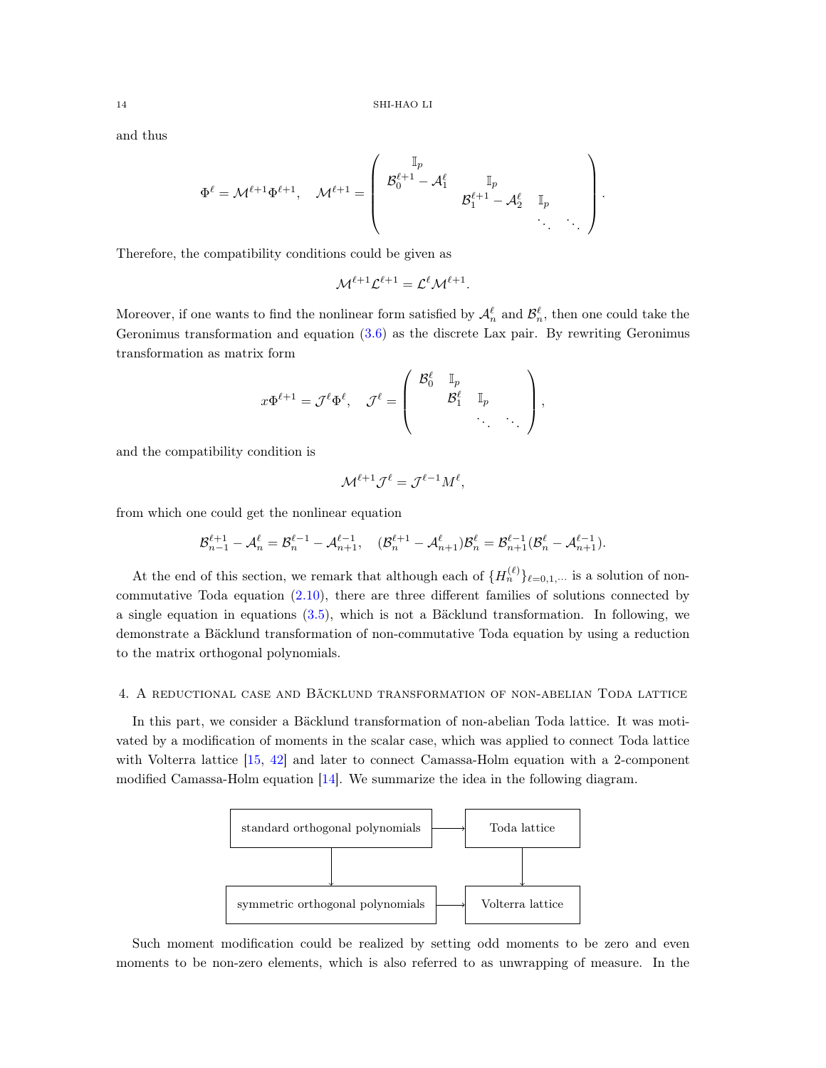and thus

$$
\Phi^\ell = \mathcal{M}^{\ell+1}\Phi^{\ell+1}, \quad \mathcal{M}^{\ell+1} = \begin{pmatrix} \mathbb{I}_p & & & \\ \mathcal{B}_0^{\ell+1} - \mathcal{A}_1^\ell & \mathbb{I}_p & & \\ & \mathcal{B}_1^{\ell+1} - \mathcal{A}_2^\ell & \mathbb{I}_p & \\ & & \ddots & \ddots \end{pmatrix}.
$$

Therefore, the compatibility conditions could be given as

$$
\mathcal{M}^{\ell+1}\mathcal{L}^{\ell+1} = \mathcal{L}^\ell \mathcal{M}^{\ell+1}.
$$

Moreover, if one wants to find the nonlinear form satisfied by $\mathcal{A}_n^\ell$ and $\mathcal{B}_n^\ell$, then one could take the Geronimus transformation and equation (3.6) as the discrete Lax pair. By rewriting Geronimus transformation as matrix form

$$
x\Phi^{\ell+1} = \mathcal{J}^\ell \Phi^\ell, \quad \mathcal{J}^\ell = \begin{pmatrix} \mathcal{B}_0^\ell & \mathbb{I}_p & & \\ & \mathcal{B}_1^\ell & \mathbb{I}_p & \\ & & \ddots & \ddots \end{pmatrix},
$$

and the compatibility condition is

$$
\mathcal{M}^{\ell+1}\mathcal{J}^\ell = \mathcal{J}^{\ell-1}M^\ell,
$$

from which one could get the nonlinear equation

$$
\mathcal{B}_{n-1}^{\ell+1} - \mathcal{A}_n^\ell = \mathcal{B}_n^{\ell-1} - \mathcal{A}_{n+1}^{\ell-1}, \quad (\mathcal{B}_n^{\ell+1} - \mathcal{A}_{n+1}^\ell)\mathcal{B}_n^\ell = \mathcal{B}_{n+1}^{\ell-1}(\mathcal{B}_n^\ell - \mathcal{A}_{n+1}^{\ell-1}).
$$

At the end of this section, we remark that although each of $\{H_n^{(\ell)}\}_{\ell=0,1,\cdots}$ is a solution of non-commutative Toda equation (2.10), there are three different families of solutions connected by a single equation in equations (3.5), which is not a Bäcklund transformation. In following, we demonstrate a Bäcklund transformation of non-commutative Toda equation by using a reduction to the matrix orthogonal polynomials.

## 4. A reductional case and Bäcklund transformation of non-abelian Toda lattice

In this part, we consider a Bäcklund transformation of non-abelian Toda lattice. It was motivated by a modification of moments in the scalar case, which was applied to connect Toda lattice with Volterra lattice [15, 42] and later to connect Camassa-Holm equation with a 2-component modified Camassa-Holm equation [14]. We summarize the idea in the following diagram.

| standard orthogonal polynomials | → | Toda lattice |
|---|---|---|
| ↓ | | ↓ |
| symmetric orthogonal polynomials | → | Volterra lattice |

Such moment modification could be realized by setting odd moments to be zero and even moments to be non-zero elements, which is also referred to as unwrapping of measure. In the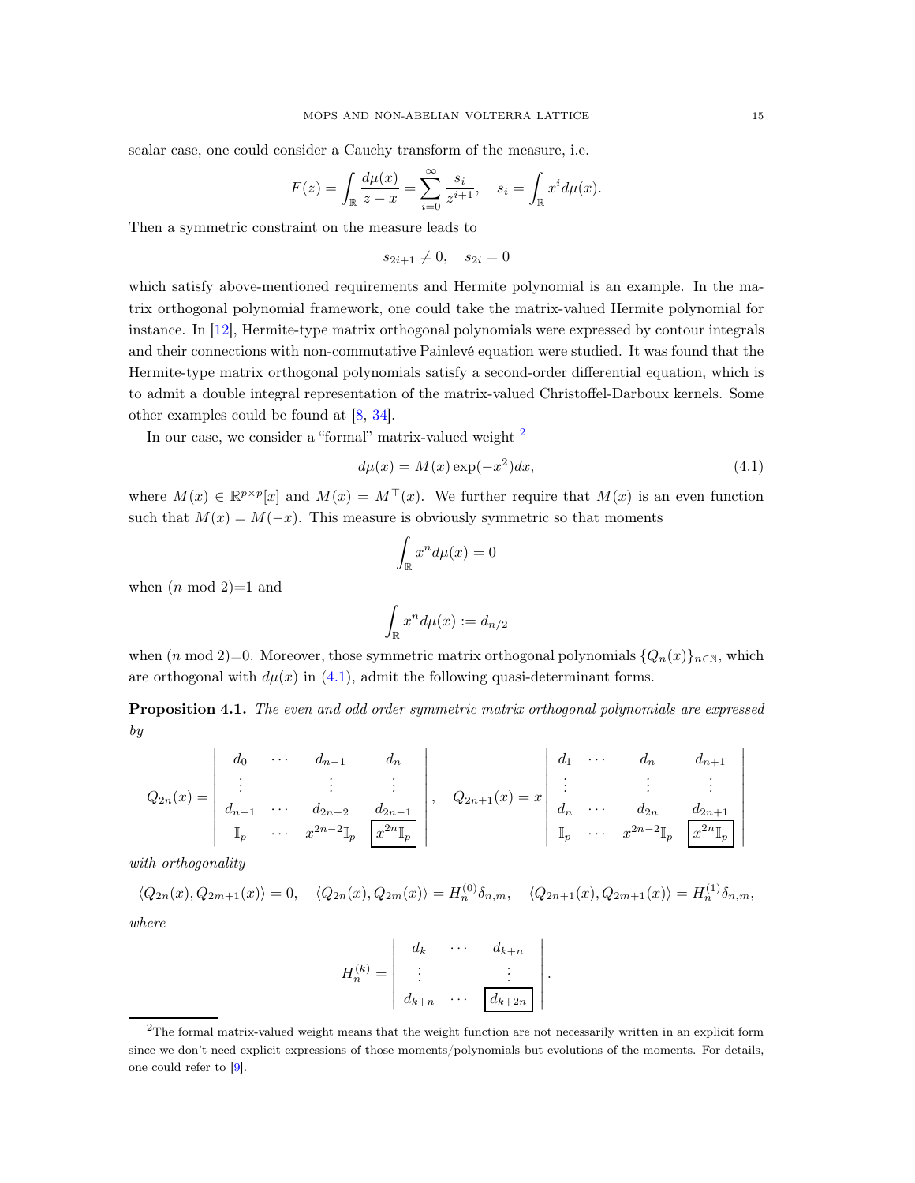scalar case, one could consider a Cauchy transform of the measure, i.e.

$$F(z) = \int_{\mathbb{R}} \frac{d\mu(x)}{z-x} = \sum_{i=0}^{\infty} \frac{s_i}{z^{i+1}}, \quad s_i = \int_{\mathbb{R}} x^i d\mu(x).$$

Then a symmetric constraint on the measure leads to

$$s_{2i+1} \neq 0, \quad s_{2i} = 0$$

which satisfy above-mentioned requirements and Hermite polynomial is an example. In the matrix orthogonal polynomial framework, one could take the matrix-valued Hermite polynomial for instance. In [12], Hermite-type matrix orthogonal polynomials were expressed by contour integrals and their connections with non-commutative Painlevé equation were studied. It was found that the Hermite-type matrix orthogonal polynomials satisfy a second-order differential equation, which is to admit a double integral representation of the matrix-valued Christoffel-Darboux kernels. Some other examples could be found at [8, 34].

In our case, we consider a "formal" matrix-valued weight [2]

$$d\mu(x) = M(x)\exp(-x^2)dx, \tag{4.1}$$

where $M(x) \in \mathbb{R}^{p\times p}[x]$ and $M(x) = M^\top(x)$. We further require that $M(x)$ is an even function such that $M(x) = M(-x)$. This measure is obviously symmetric so that moments

$$\int_{\mathbb{R}} x^n d\mu(x) = 0$$

when ($n$ mod 2)=1 and

$$\int_{\mathbb{R}} x^n d\mu(x) := d_{n/2}$$

when ($n$ mod 2)=0. Moreover, those symmetric matrix orthogonal polynomials $\{Q_n(x)\}_{n\in\mathbb{N}}$, which are orthogonal with $d\mu(x)$ in (4.1), admit the following quasi-determinant forms.

**Proposition 4.1.** *The even and odd order symmetric matrix orthogonal polynomials are expressed by*

$$Q_{2n}(x) = \begin{vmatrix} d_0 & \cdots & d_{n-1} & d_n \\ \vdots & & \vdots & \vdots \\ d_{n-1} & \cdots & d_{2n-2} & d_{2n-1} \\ \mathbb{I}_p & \cdots & x^{2n-2}\mathbb{I}_p & \boxed{x^{2n}\mathbb{I}_p} \end{vmatrix}, \quad Q_{2n+1}(x) = x\begin{vmatrix} d_1 & \cdots & d_n & d_{n+1} \\ \vdots & & \vdots & \vdots \\ d_n & \cdots & d_{2n} & d_{2n+1} \\ \mathbb{I}_p & \cdots & x^{2n-2}\mathbb{I}_p & \boxed{x^{2n}\mathbb{I}_p} \end{vmatrix}$$

*with orthogonality*

$$\langle Q_{2n}(x), Q_{2m+1}(x)\rangle = 0, \quad \langle Q_{2n}(x), Q_{2m}(x)\rangle = H_n^{(0)}\delta_{n,m}, \quad \langle Q_{2n+1}(x), Q_{2m+1}(x)\rangle = H_n^{(1)}\delta_{n,m},$$

*where*

$$H_n^{(k)} = \begin{vmatrix} d_k & \cdots & d_{k+n} \\ \vdots & & \vdots \\ d_{k+n} & \cdots & \boxed{d_{k+2n}} \end{vmatrix}.$$

[2] The formal matrix-valued weight means that the weight function are not necessarily written in an explicit form since we don't need explicit expressions of those moments/polynomials but evolutions of the moments. For details, one could refer to [9].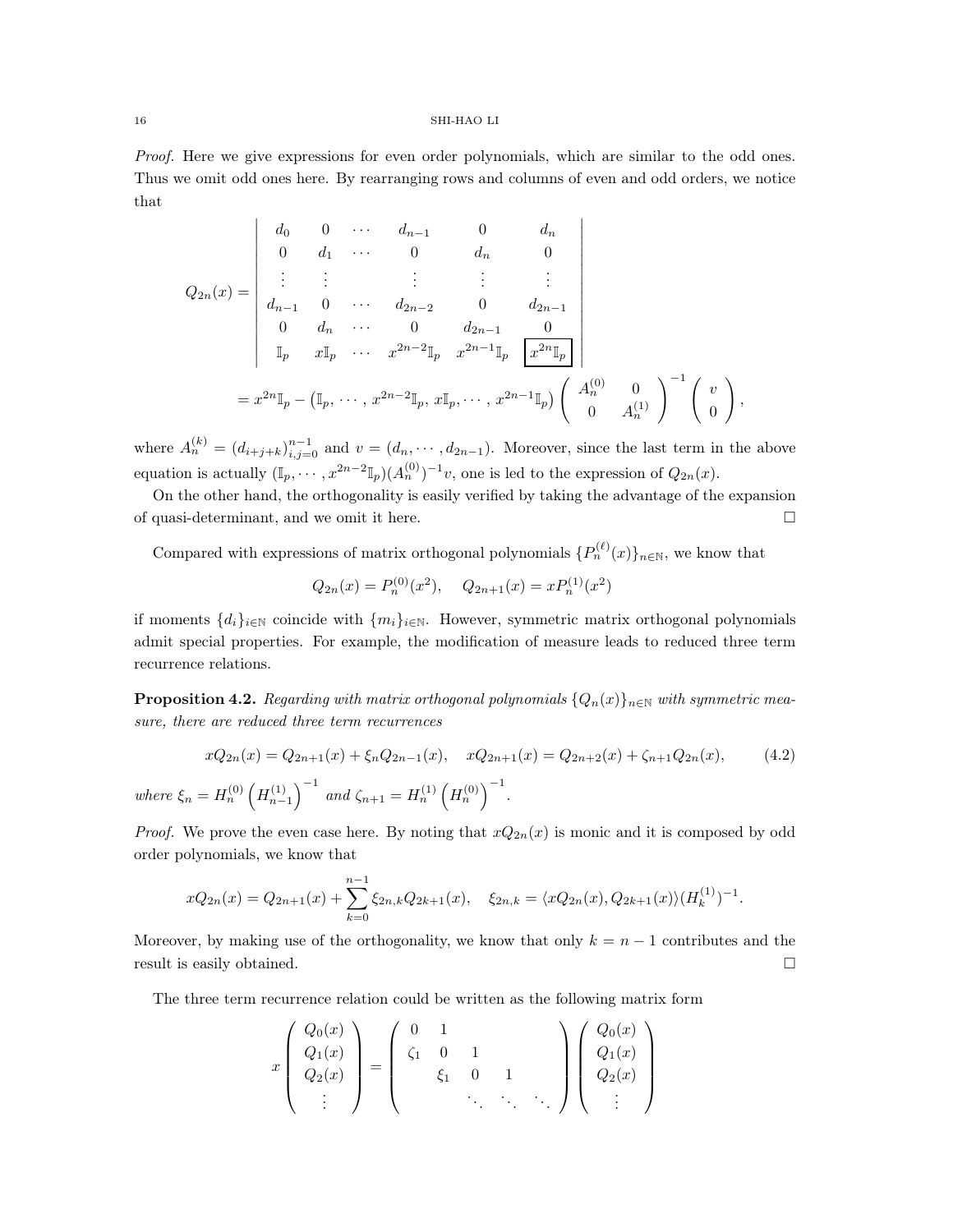*Proof.* Here we give expressions for even order polynomials, which are similar to the odd ones. Thus we omit odd ones here. By rearranging rows and columns of even and odd orders, we notice that

$$
\begin{aligned}
Q_{2n}(x) &= \begin{vmatrix}
d_0 & 0 & \cdots & d_{n-1} & 0 & d_n \\
0 & d_1 & \cdots & 0 & d_n & 0 \\
\vdots & \vdots & & \vdots & \vdots & \vdots \\
d_{n-1} & 0 & \cdots & d_{2n-2} & 0 & d_{2n-1} \\
0 & d_n & \cdots & 0 & d_{2n-1} & 0 \\
\mathbb{I}_p & x\mathbb{I}_p & \cdots & x^{2n-2}\mathbb{I}_p & x^{2n-1}\mathbb{I}_p & \boxed{x^{2n}\mathbb{I}_p}
\end{vmatrix} \\
&= x^{2n}\mathbb{I}_p - \left(\mathbb{I}_p, \cdots, x^{2n-2}\mathbb{I}_p, x\mathbb{I}_p, \cdots, x^{2n-1}\mathbb{I}_p\right) \begin{pmatrix} A_n^{(0)} & 0 \\ 0 & A_n^{(1)} \end{pmatrix}^{-1} \begin{pmatrix} v \\ 0 \end{pmatrix},
\end{aligned}
$$

where $A_n^{(k)} = (d_{i+j+k})_{i,j=0}^{n-1}$ and $v = (d_n, \cdots, d_{2n-1})$. Moreover, since the last term in the above equation is actually $(\mathbb{I}_p, \cdots, x^{2n-2}\mathbb{I}_p)(A_n^{(0)})^{-1}v$, one is led to the expression of $Q_{2n}(x)$.

On the other hand, the orthogonality is easily verified by taking the advantage of the expansion of quasi-determinant, and we omit it here. $\square$

Compared with expressions of matrix orthogonal polynomials $\{P_n^{(\ell)}(x)\}_{n\in\mathbb{N}}$, we know that

$$
Q_{2n}(x) = P_n^{(0)}(x^2), \quad Q_{2n+1}(x) = xP_n^{(1)}(x^2)
$$

if moments $\{d_i\}_{i\in\mathbb{N}}$ coincide with $\{m_i\}_{i\in\mathbb{N}}$. However, symmetric matrix orthogonal polynomials admit special properties. For example, the modification of measure leads to reduced three term recurrence relations.

**Proposition 4.2.** *Regarding with matrix orthogonal polynomials $\{Q_n(x)\}_{n\in\mathbb{N}}$ with symmetric measure, there are reduced three term recurrences*

$$
xQ_{2n}(x) = Q_{2n+1}(x) + \xi_n Q_{2n-1}(x), \quad xQ_{2n+1}(x) = Q_{2n+2}(x) + \zeta_{n+1}Q_{2n}(x), \tag{4.2}
$$

*where $\xi_n = H_n^{(0)}\left(H_{n-1}^{(1)}\right)^{-1}$ and $\zeta_{n+1} = H_n^{(1)}\left(H_n^{(0)}\right)^{-1}$.*

*Proof.* We prove the even case here. By noting that $xQ_{2n}(x)$ is monic and it is composed by odd order polynomials, we know that

$$
xQ_{2n}(x) = Q_{2n+1}(x) + \sum_{k=0}^{n-1} \xi_{2n,k}Q_{2k+1}(x), \quad \xi_{2n,k} = \langle xQ_{2n}(x), Q_{2k+1}(x)\rangle (H_k^{(1)})^{-1}.
$$

Moreover, by making use of the orthogonality, we know that only $k = n-1$ contributes and the result is easily obtained. $\square$

The three term recurrence relation could be written as the following matrix form

$$
x \begin{pmatrix} Q_0(x) \\ Q_1(x) \\ Q_2(x) \\ \vdots \end{pmatrix} = \begin{pmatrix} 0 & 1 & & & \\ \zeta_1 & 0 & 1 & & \\ & \xi_1 & 0 & 1 & \\ & & \ddots & \ddots & \ddots \end{pmatrix} \begin{pmatrix} Q_0(x) \\ Q_1(x) \\ Q_2(x) \\ \vdots \end{pmatrix}
$$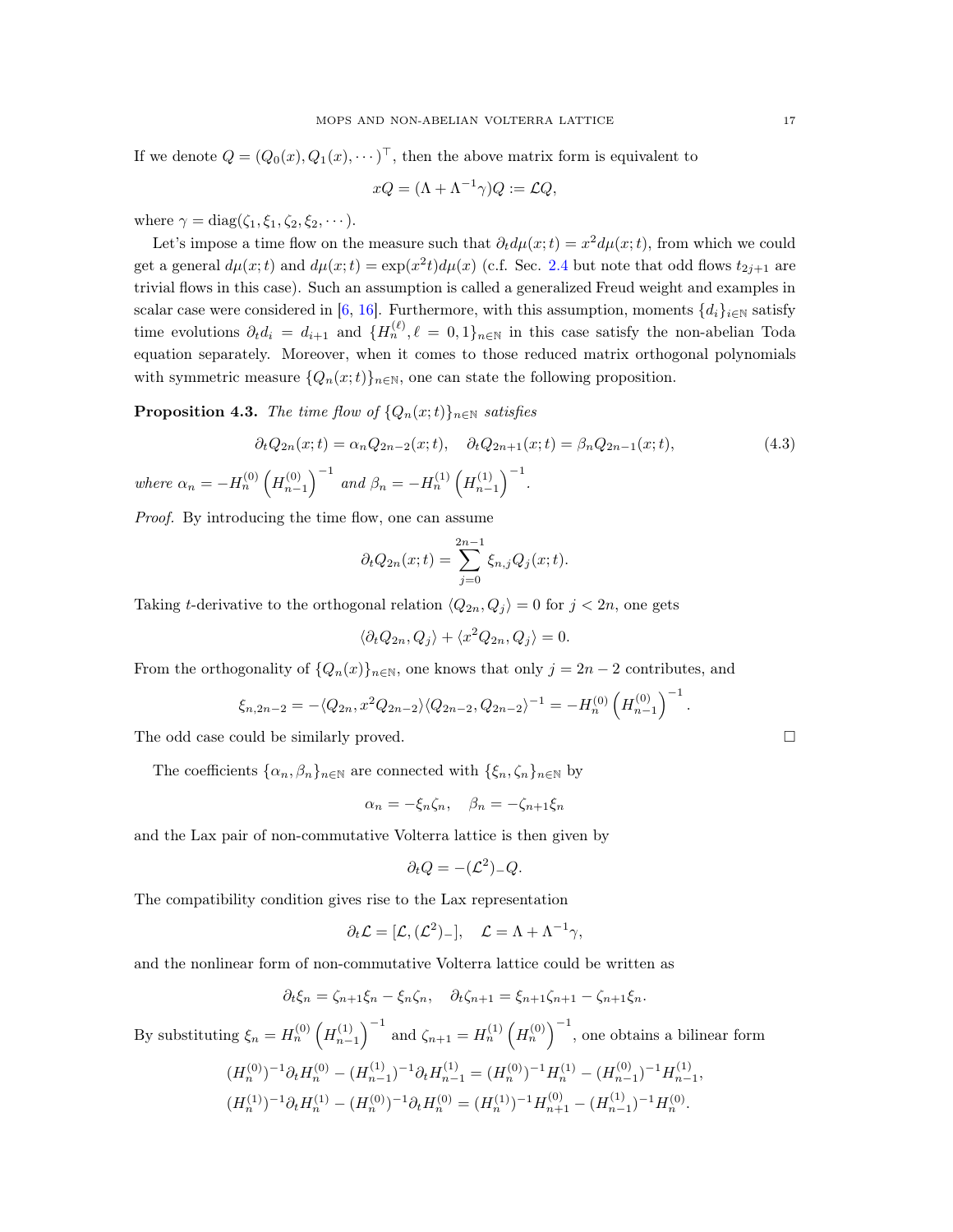If we denote $Q = (Q_0(x), Q_1(x), \cdots)^\top$, then the above matrix form is equivalent to

$$xQ = (\Lambda + \Lambda^{-1}\gamma)Q := \mathcal{L}Q,$$

where $\gamma = \text{diag}(\zeta_1, \xi_1, \zeta_2, \xi_2, \cdots)$.

Let's impose a time flow on the measure such that $\partial_t d\mu(x;t) = x^2 d\mu(x;t)$, from which we could get a general $d\mu(x;t)$ and $d\mu(x;t) = \exp(x^2 t)d\mu(x)$ (c.f. Sec. 2.4 but note that odd flows $t_{2j+1}$ are trivial flows in this case). Such an assumption is called a generalized Freud weight and examples in scalar case were considered in [6, 16]. Furthermore, with this assumption, moments $\{d_i\}_{i\in\mathbb{N}}$ satisfy time evolutions $\partial_t d_i = d_{i+1}$ and $\{H_n^{(\ell)}, \ell = 0, 1\}_{n\in\mathbb{N}}$ in this case satisfy the non-abelian Toda equation separately. Moreover, when it comes to those reduced matrix orthogonal polynomials with symmetric measure $\{Q_n(x;t)\}_{n\in\mathbb{N}}$, one can state the following proposition.

**Proposition 4.3.** *The time flow of $\{Q_n(x;t)\}_{n\in\mathbb{N}}$ satisfies*

$$\partial_t Q_{2n}(x;t) = \alpha_n Q_{2n-2}(x;t), \quad \partial_t Q_{2n+1}(x;t) = \beta_n Q_{2n-1}(x;t), \tag{4.3}$$

*where $\alpha_n = -H_n^{(0)}\left(H_{n-1}^{(0)}\right)^{-1}$ and $\beta_n = -H_n^{(1)}\left(H_{n-1}^{(1)}\right)^{-1}$.*

*Proof.* By introducing the time flow, one can assume

$$\partial_t Q_{2n}(x;t) = \sum_{j=0}^{2n-1} \xi_{n,j} Q_j(x;t).$$

Taking $t$-derivative to the orthogonal relation $\langle Q_{2n}, Q_j\rangle = 0$ for $j < 2n$, one gets

$$\langle \partial_t Q_{2n}, Q_j\rangle + \langle x^2 Q_{2n}, Q_j\rangle = 0.$$

From the orthogonality of $\{Q_n(x)\}_{n\in\mathbb{N}}$, one knows that only $j = 2n-2$ contributes, and

$$\xi_{n,2n-2} = -\langle Q_{2n}, x^2 Q_{2n-2}\rangle\langle Q_{2n-2}, Q_{2n-2}\rangle^{-1} = -H_n^{(0)}\left(H_{n-1}^{(0)}\right)^{-1}.$$

The odd case could be similarly proved. $\square$

The coefficients $\{\alpha_n, \beta_n\}_{n\in\mathbb{N}}$ are connected with $\{\xi_n, \zeta_n\}_{n\in\mathbb{N}}$ by

$$\alpha_n = -\xi_n\zeta_n, \quad \beta_n = -\zeta_{n+1}\xi_n$$

and the Lax pair of non-commutative Volterra lattice is then given by

$$\partial_t Q = -(\mathcal{L}^2)_- Q.$$

The compatibility condition gives rise to the Lax representation

$$\partial_t \mathcal{L} = [\mathcal{L}, (\mathcal{L}^2)_-], \quad \mathcal{L} = \Lambda + \Lambda^{-1}\gamma,$$

and the nonlinear form of non-commutative Volterra lattice could be written as

$$\partial_t \xi_n = \zeta_{n+1}\xi_n - \xi_n\zeta_n, \quad \partial_t \zeta_{n+1} = \xi_{n+1}\zeta_{n+1} - \zeta_{n+1}\xi_n.$$

By substituting $\xi_n = H_n^{(0)}\left(H_{n-1}^{(1)}\right)^{-1}$ and $\zeta_{n+1} = H_n^{(1)}\left(H_n^{(0)}\right)^{-1}$, one obtains a bilinear form

$$(H_n^{(0)})^{-1}\partial_t H_n^{(0)} - (H_{n-1}^{(1)})^{-1}\partial_t H_{n-1}^{(1)} = (H_n^{(0)})^{-1}H_n^{(1)} - (H_{n-1}^{(0)})^{-1}H_{n-1}^{(1)},$$
$$(H_n^{(1)})^{-1}\partial_t H_n^{(1)} - (H_n^{(0)})^{-1}\partial_t H_n^{(0)} = (H_n^{(1)})^{-1}H_{n+1}^{(0)} - (H_{n-1}^{(1)})^{-1}H_n^{(0)}.$$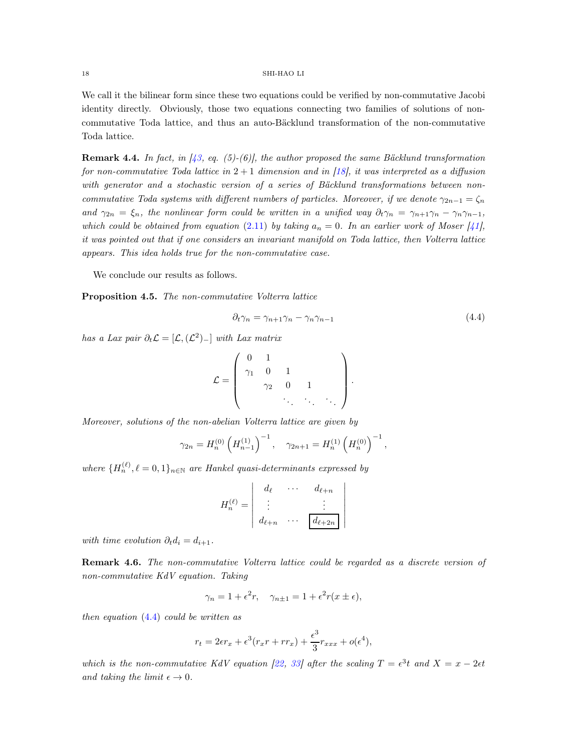We call it the bilinear form since these two equations could be verified by non-commutative Jacobi identity directly. Obviously, those two equations connecting two families of solutions of non-commutative Toda lattice, and thus an auto-Bäcklund transformation of the non-commutative Toda lattice.

**Remark 4.4.** *In fact, in [43, eq. (5)-(6)], the author proposed the same Bäcklund transformation for non-commutative Toda lattice in $2+1$ dimension and in [18], it was interpreted as a diffusion with generator and a stochastic version of a series of Bäcklund transformations between non-commutative Toda systems with different numbers of particles. Moreover, if we denote $\gamma_{2n-1}=\zeta_n$ and $\gamma_{2n}=\xi_n$, the nonlinear form could be written in a unified way $\partial_t\gamma_n=\gamma_{n+1}\gamma_n-\gamma_n\gamma_{n-1}$, which could be obtained from equation (2.11) by taking $a_n=0$. In an earlier work of Moser [41], it was pointed out that if one considers an invariant manifold on Toda lattice, then Volterra lattice appears. This idea holds true for the non-commutative case.*

We conclude our results as follows.

**Proposition 4.5.** *The non-commutative Volterra lattice*

$$\partial_t\gamma_n=\gamma_{n+1}\gamma_n-\gamma_n\gamma_{n-1} \tag{4.4}$$

*has a Lax pair $\partial_t\mathcal{L}=[\mathcal{L},(\mathcal{L}^2)_-]$ with Lax matrix*

$$\mathcal{L}=\left(\begin{array}{cccccc} 0 & 1 & & & & \\ \gamma_1 & 0 & 1 & & & \\ & \gamma_2 & 0 & 1 & & \\ & & \ddots & \ddots & \ddots & \end{array}\right).$$

*Moreover, solutions of the non-abelian Volterra lattice are given by*

$$\gamma_{2n}=H_n^{(0)}\left(H_{n-1}^{(1)}\right)^{-1},\quad \gamma_{2n+1}=H_n^{(1)}\left(H_n^{(0)}\right)^{-1},$$

*where $\{H_n^{(\ell)},\ell=0,1\}_{n\in\mathbb{N}}$ are Hankel quasi-determinants expressed by*

$$H_n^{(\ell)}=\left|\begin{array}{ccc} d_\ell & \cdots & d_{\ell+n} \\ \vdots & & \vdots \\ d_{\ell+n} & \cdots & \boxed{d_{\ell+2n}} \end{array}\right|$$

*with time evolution $\partial_t d_i=d_{i+1}$.*

**Remark 4.6.** *The non-commutative Volterra lattice could be regarded as a discrete version of non-commutative KdV equation. Taking*

$$\gamma_n=1+\epsilon^2 r,\quad \gamma_{n\pm1}=1+\epsilon^2 r(x\pm\epsilon),$$

*then equation (4.4) could be written as*

$$r_t=2\epsilon r_x+\epsilon^3(r_xr+rr_x)+\frac{\epsilon^3}{3}r_{xxx}+o(\epsilon^4),$$

*which is the non-commutative KdV equation [22, 33] after the scaling $T=\epsilon^3 t$ and $X=x-2\epsilon t$ and taking the limit $\epsilon\to0$.*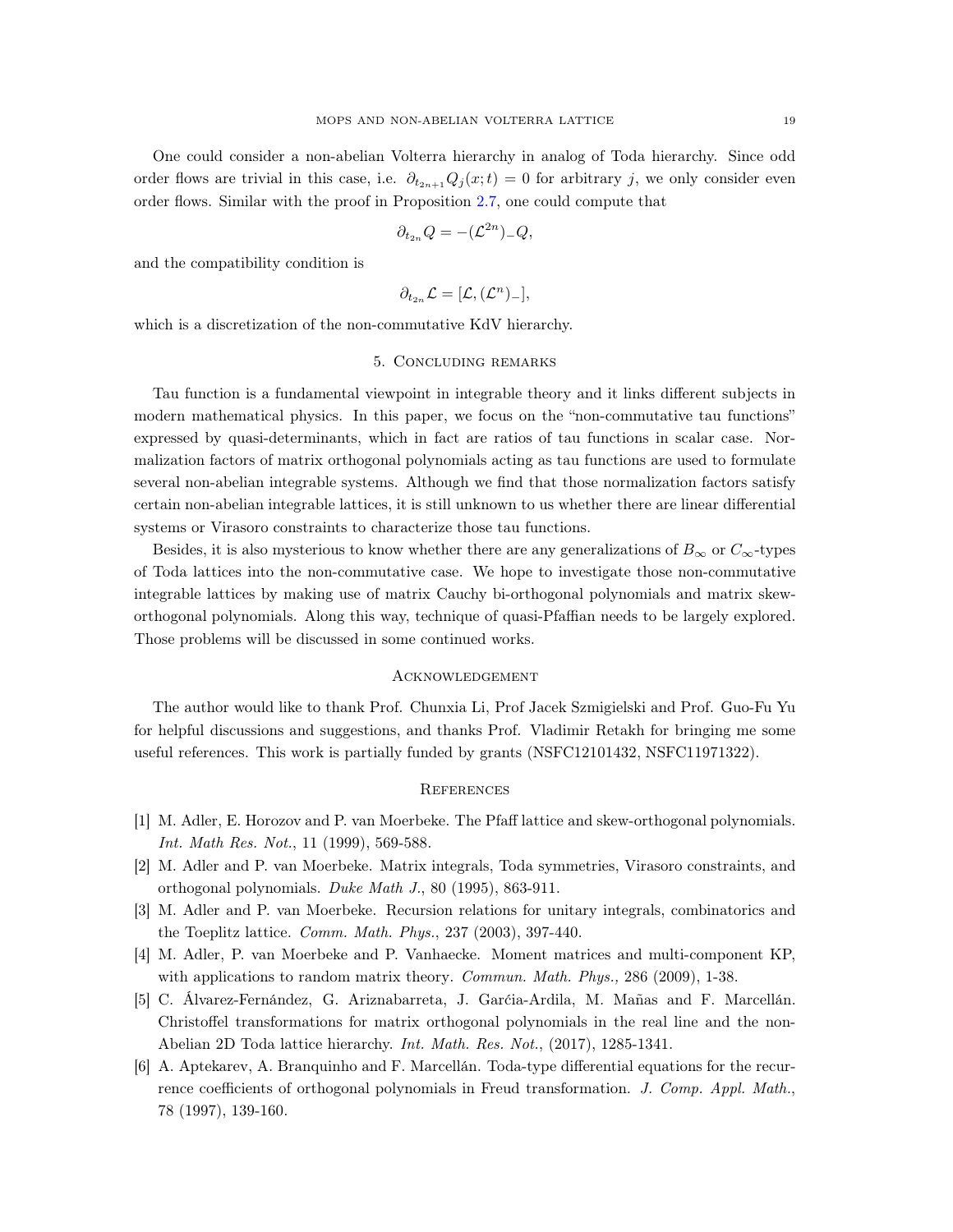One could consider a non-abelian Volterra hierarchy in analog of Toda hierarchy. Since odd order flows are trivial in this case, i.e. $\partial_{t_{2n+1}} Q_j(x;t) = 0$ for arbitrary $j$, we only consider even order flows. Similar with the proof in Proposition 2.7, one could compute that

$$\partial_{t_{2n}} Q = -(\mathcal{L}^{2n})_- Q,$$

and the compatibility condition is

$$\partial_{t_{2n}} \mathcal{L} = [\mathcal{L}, (\mathcal{L}^n)_-],$$

which is a discretization of the non-commutative KdV hierarchy.

## 5. Concluding remarks

Tau function is a fundamental viewpoint in integrable theory and it links different subjects in modern mathematical physics. In this paper, we focus on the "non-commutative tau functions" expressed by quasi-determinants, which in fact are ratios of tau functions in scalar case. Normalization factors of matrix orthogonal polynomials acting as tau functions are used to formulate several non-abelian integrable systems. Although we find that those normalization factors satisfy certain non-abelian integrable lattices, it is still unknown to us whether there are linear differential systems or Virasoro constraints to characterize those tau functions.

Besides, it is also mysterious to know whether there are any generalizations of $B_\infty$ or $C_\infty$-types of Toda lattices into the non-commutative case. We hope to investigate those non-commutative integrable lattices by making use of matrix Cauchy bi-orthogonal polynomials and matrix skew-orthogonal polynomials. Along this way, technique of quasi-Pfaffian needs to be largely explored. Those problems will be discussed in some continued works.

## Acknowledgement

The author would like to thank Prof. Chunxia Li, Prof Jacek Szmigielski and Prof. Guo-Fu Yu for helpful discussions and suggestions, and thanks Prof. Vladimir Retakh for bringing me some useful references. This work is partially funded by grants (NSFC12101432, NSFC11971322).

## References

[1] M. Adler, E. Horozov and P. van Moerbeke. The Pfaff lattice and skew-orthogonal polynomials. *Int. Math Res. Not.*, 11 (1999), 569-588.

[2] M. Adler and P. van Moerbeke. Matrix integrals, Toda symmetries, Virasoro constraints, and orthogonal polynomials. *Duke Math J.*, 80 (1995), 863-911.

[3] M. Adler and P. van Moerbeke. Recursion relations for unitary integrals, combinatorics and the Toeplitz lattice. *Comm. Math. Phys.*, 237 (2003), 397-440.

[4] M. Adler, P. van Moerbeke and P. Vanhaecke. Moment matrices and multi-component KP, with applications to random matrix theory. *Commun. Math. Phys.,* 286 (2009), 1-38.

[5] C. Álvarez-Fernández, G. Ariznabarreta, J. Garćia-Ardila, M. Mañas and F. Marcellán. Christoffel transformations for matrix orthogonal polynomials in the real line and the non-Abelian 2D Toda lattice hierarchy. *Int. Math. Res. Not.*, (2017), 1285-1341.

[6] A. Aptekarev, A. Branquinho and F. Marcellán. Toda-type differential equations for the recurrence coefficients of orthogonal polynomials in Freud transformation. *J. Comp. Appl. Math.*, 78 (1997), 139-160.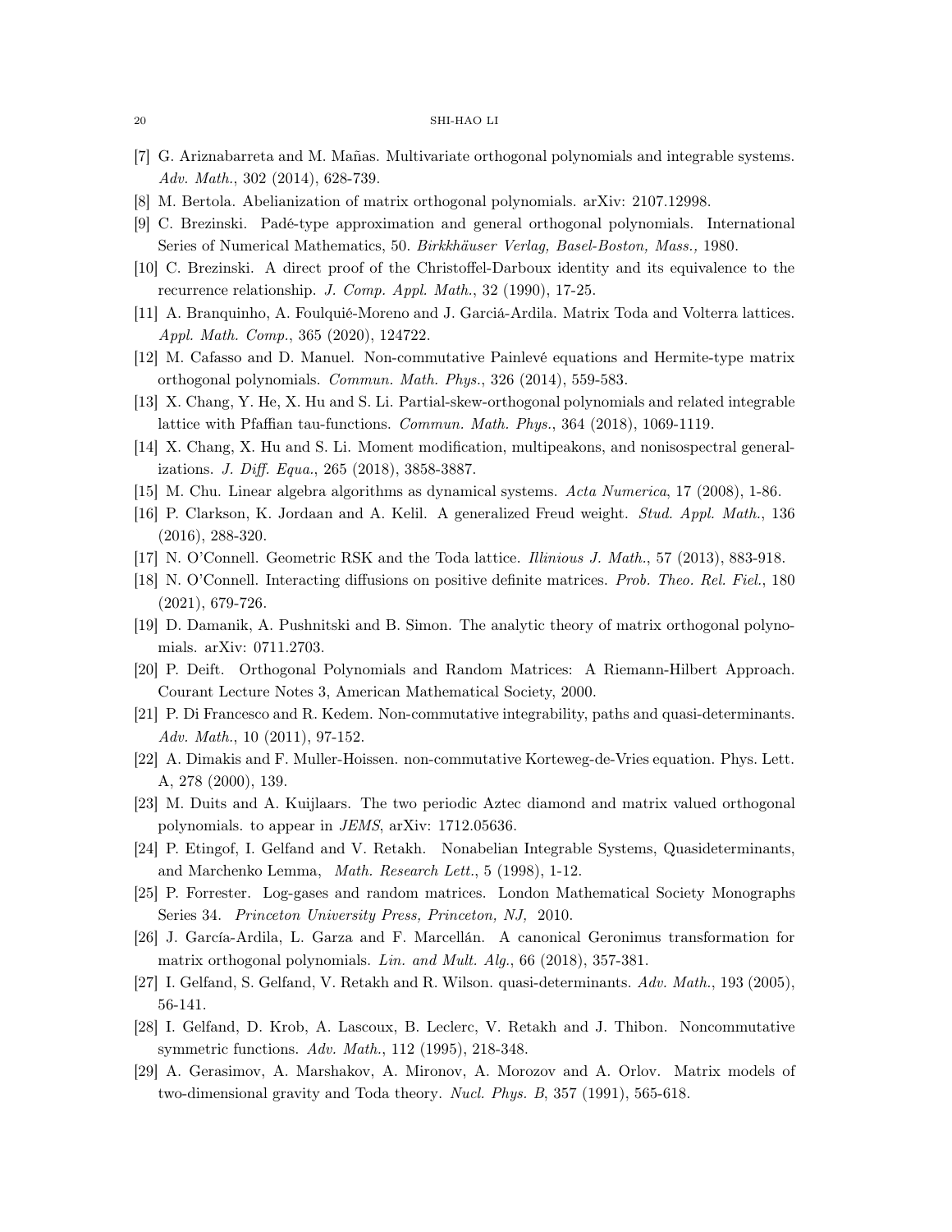[7] G. Ariznabarreta and M. Mañas. Multivariate orthogonal polynomials and integrable systems. *Adv. Math.*, 302 (2014), 628-739.

[8] M. Bertola. Abelianization of matrix orthogonal polynomials. arXiv: 2107.12998.

[9] C. Brezinski. Padé-type approximation and general orthogonal polynomials. International Series of Numerical Mathematics, 50. *Birkhäuser Verlag, Basel-Boston, Mass.,* 1980.

[10] C. Brezinski. A direct proof of the Christoffel-Darboux identity and its equivalence to the recurrence relationship. *J. Comp. Appl. Math.*, 32 (1990), 17-25.

[11] A. Branquinho, A. Foulquié-Moreno and J. Garciá-Ardila. Matrix Toda and Volterra lattices. *Appl. Math. Comp.*, 365 (2020), 124722.

[12] M. Cafasso and D. Manuel. Non-commutative Painlevé equations and Hermite-type matrix orthogonal polynomials. *Commun. Math. Phys.*, 326 (2014), 559-583.

[13] X. Chang, Y. He, X. Hu and S. Li. Partial-skew-orthogonal polynomials and related integrable lattice with Pfaffian tau-functions. *Commun. Math. Phys.*, 364 (2018), 1069-1119.

[14] X. Chang, X. Hu and S. Li. Moment modification, multipeakons, and nonisospectral generalizations. *J. Diff. Equa.*, 265 (2018), 3858-3887.

[15] M. Chu. Linear algebra algorithms as dynamical systems. *Acta Numerica*, 17 (2008), 1-86.

[16] P. Clarkson, K. Jordaan and A. Kelil. A generalized Freud weight. *Stud. Appl. Math.*, 136 (2016), 288-320.

[17] N. O'Connell. Geometric RSK and the Toda lattice. *Illinious J. Math.*, 57 (2013), 883-918.

[18] N. O'Connell. Interacting diffusions on positive definite matrices. *Prob. Theo. Rel. Fiel.*, 180 (2021), 679-726.

[19] D. Damanik, A. Pushnitski and B. Simon. The analytic theory of matrix orthogonal polynomials. arXiv: 0711.2703.

[20] P. Deift. Orthogonal Polynomials and Random Matrices: A Riemann-Hilbert Approach. Courant Lecture Notes 3, American Mathematical Society, 2000.

[21] P. Di Francesco and R. Kedem. Non-commutative integrability, paths and quasi-determinants. *Adv. Math.*, 10 (2011), 97-152.

[22] A. Dimakis and F. Muller-Hoissen. non-commutative Korteweg-de-Vries equation. Phys. Lett. A, 278 (2000), 139.

[23] M. Duits and A. Kuijlaars. The two periodic Aztec diamond and matrix valued orthogonal polynomials. to appear in *JEMS*, arXiv: 1712.05636.

[24] P. Etingof, I. Gelfand and V. Retakh. Nonabelian Integrable Systems, Quasideterminants, and Marchenko Lemma, *Math. Research Lett.*, 5 (1998), 1-12.

[25] P. Forrester. Log-gases and random matrices. London Mathematical Society Monographs Series 34. *Princeton University Press, Princeton, NJ,* 2010.

[26] J. García-Ardila, L. Garza and F. Marcellán. A canonical Geronimus transformation for matrix orthogonal polynomials. *Lin. and Mult. Alg.*, 66 (2018), 357-381.

[27] I. Gelfand, S. Gelfand, V. Retakh and R. Wilson. quasi-determinants. *Adv. Math.*, 193 (2005), 56-141.

[28] I. Gelfand, D. Krob, A. Lascoux, B. Leclerc, V. Retakh and J. Thibon. Noncommutative symmetric functions. *Adv. Math.*, 112 (1995), 218-348.

[29] A. Gerasimov, A. Marshakov, A. Mironov, A. Morozov and A. Orlov. Matrix models of two-dimensional gravity and Toda theory. *Nucl. Phys. B*, 357 (1991), 565-618.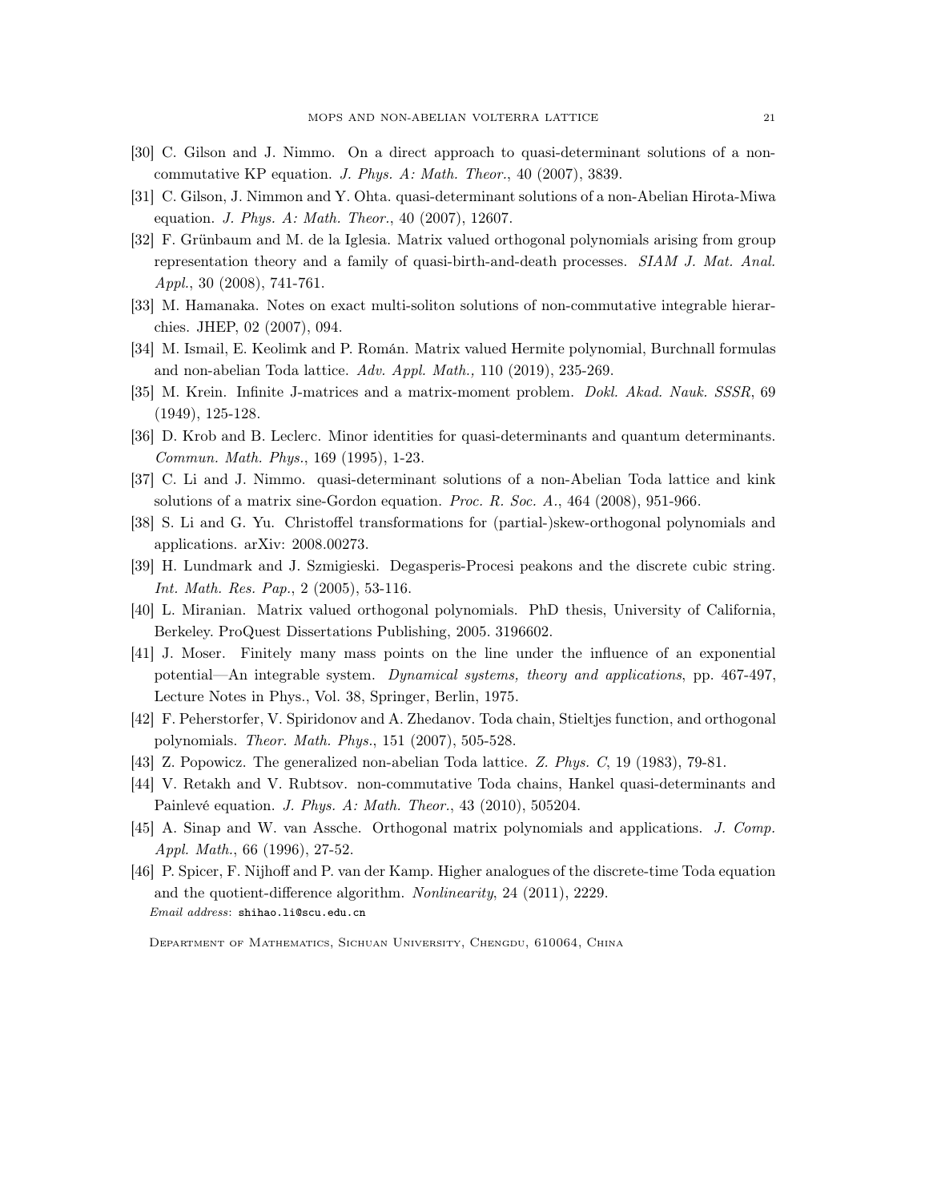[30] C. Gilson and J. Nimmo. On a direct approach to quasi-determinant solutions of a non-commutative KP equation. *J. Phys. A: Math. Theor.*, 40 (2007), 3839.

[31] C. Gilson, J. Nimmon and Y. Ohta. quasi-determinant solutions of a non-Abelian Hirota-Miwa equation. *J. Phys. A: Math. Theor.*, 40 (2007), 12607.

[32] F. Grünbaum and M. de la Iglesia. Matrix valued orthogonal polynomials arising from group representation theory and a family of quasi-birth-and-death processes. *SIAM J. Mat. Anal. Appl.*, 30 (2008), 741-761.

[33] M. Hamanaka. Notes on exact multi-soliton solutions of non-commutative integrable hierarchies. JHEP, 02 (2007), 094.

[34] M. Ismail, E. Keolimk and P. Román. Matrix valued Hermite polynomial, Burchnall formulas and non-abelian Toda lattice. *Adv. Appl. Math.,* 110 (2019), 235-269.

[35] M. Krein. Infinite J-matrices and a matrix-moment problem. *Dokl. Akad. Nauk. SSSR*, 69 (1949), 125-128.

[36] D. Krob and B. Leclerc. Minor identities for quasi-determinants and quantum determinants. *Commun. Math. Phys.*, 169 (1995), 1-23.

[37] C. Li and J. Nimmo. quasi-determinant solutions of a non-Abelian Toda lattice and kink solutions of a matrix sine-Gordon equation. *Proc. R. Soc. A.*, 464 (2008), 951-966.

[38] S. Li and G. Yu. Christoffel transformations for (partial-)skew-orthogonal polynomials and applications. arXiv: 2008.00273.

[39] H. Lundmark and J. Szmigieski. Degasperis-Procesi peakons and the discrete cubic string. *Int. Math. Res. Pap.*, 2 (2005), 53-116.

[40] L. Miranian. Matrix valued orthogonal polynomials. PhD thesis, University of California, Berkeley. ProQuest Dissertations Publishing, 2005. 3196602.

[41] J. Moser. Finitely many mass points on the line under the influence of an exponential potential—An integrable system. *Dynamical systems, theory and applications*, pp. 467-497, Lecture Notes in Phys., Vol. 38, Springer, Berlin, 1975.

[42] F. Peherstorfer, V. Spiridonov and A. Zhedanov. Toda chain, Stieltjes function, and orthogonal polynomials. *Theor. Math. Phys.*, 151 (2007), 505-528.

[43] Z. Popowicz. The generalized non-abelian Toda lattice. *Z. Phys. C*, 19 (1983), 79-81.

[44] V. Retakh and V. Rubtsov. non-commutative Toda chains, Hankel quasi-determinants and Painlevé equation. *J. Phys. A: Math. Theor.*, 43 (2010), 505204.

[45] A. Sinap and W. van Assche. Orthogonal matrix polynomials and applications. *J. Comp. Appl. Math.*, 66 (1996), 27-52.

[46] P. Spicer, F. Nijhoff and P. van der Kamp. Higher analogues of the discrete-time Toda equation and the quotient-difference algorithm. *Nonlinearity*, 24 (2011), 2229.

*Email address*: shihao.li@scu.edu.cn

Department of Mathematics, Sichuan University, Chengdu, 610064, China